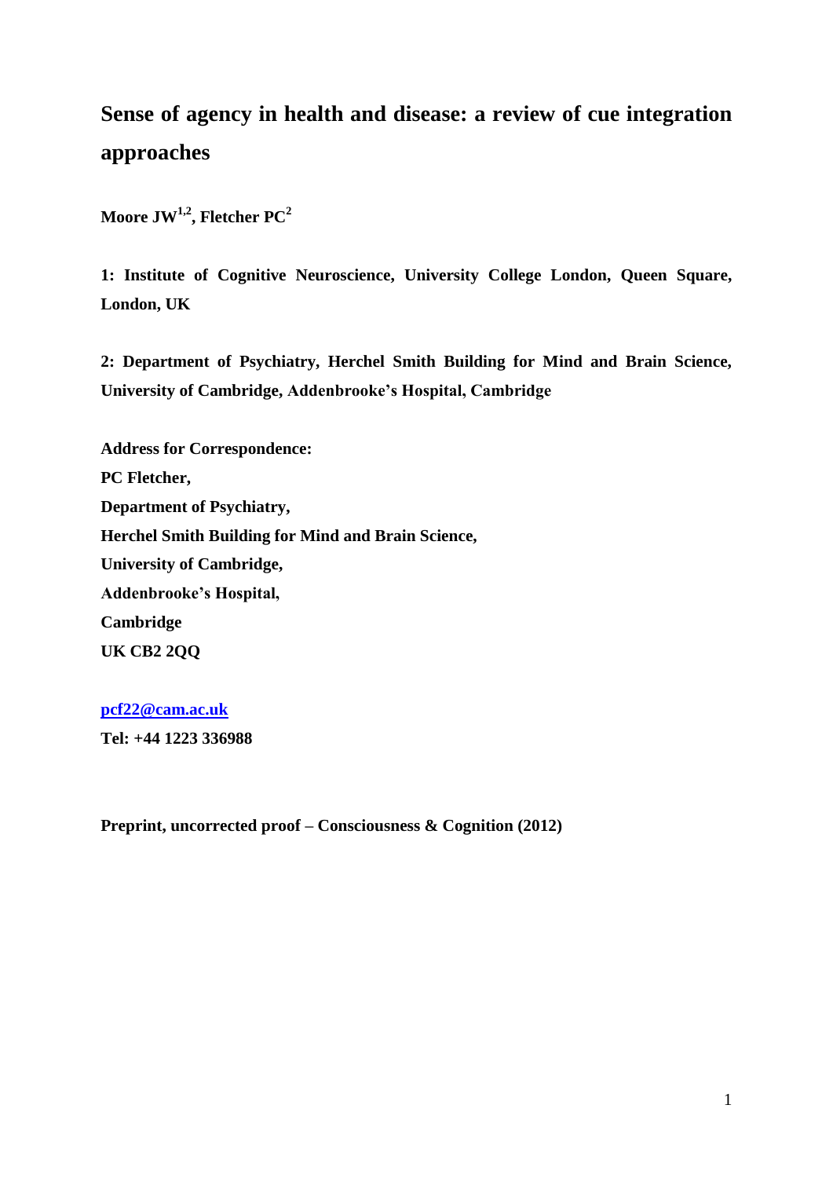# Sense of agency in health and disease: a review of cue integration approaches

**Moore JW[1,2], Fletcher PC[2]**

**1: Institute of Cognitive Neuroscience, University College London, Queen Square, London, UK**

**2: Department of Psychiatry, Herchel Smith Building for Mind and Brain Science, University of Cambridge, Addenbrooke's Hospital, Cambridge**

**Address for Correspondence:**
**PC Fletcher,**
**Department of Psychiatry,**
**Herchel Smith Building for Mind and Brain Science,**
**University of Cambridge,**
**Addenbrooke's Hospital,**
**Cambridge**
**UK CB2 2QQ**

**pcf22@cam.ac.uk**
**Tel: +44 1223 336988**

**Preprint, uncorrected proof – Consciousness & Cognition (2012)**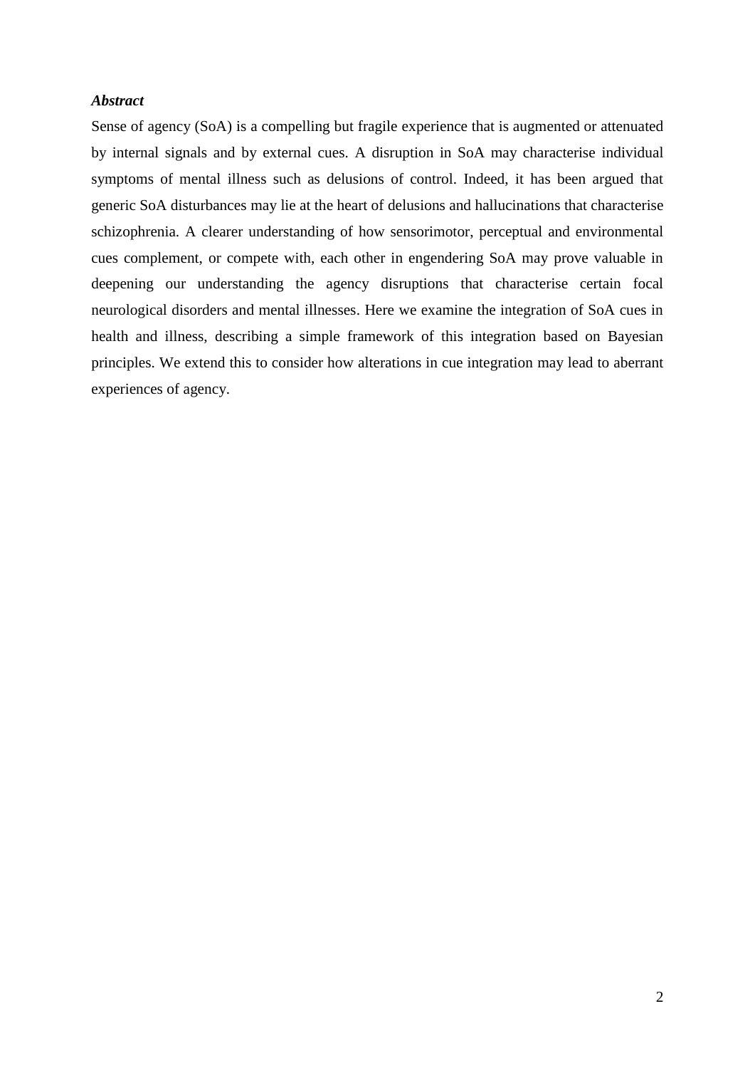***Abstract***

Sense of agency (SoA) is a compelling but fragile experience that is augmented or attenuated by internal signals and by external cues. A disruption in SoA may characterise individual symptoms of mental illness such as delusions of control. Indeed, it has been argued that generic SoA disturbances may lie at the heart of delusions and hallucinations that characterise schizophrenia. A clearer understanding of how sensorimotor, perceptual and environmental cues complement, or compete with, each other in engendering SoA may prove valuable in deepening our understanding the agency disruptions that characterise certain focal neurological disorders and mental illnesses. Here we examine the integration of SoA cues in health and illness, describing a simple framework of this integration based on Bayesian principles. We extend this to consider how alterations in cue integration may lead to aberrant experiences of agency.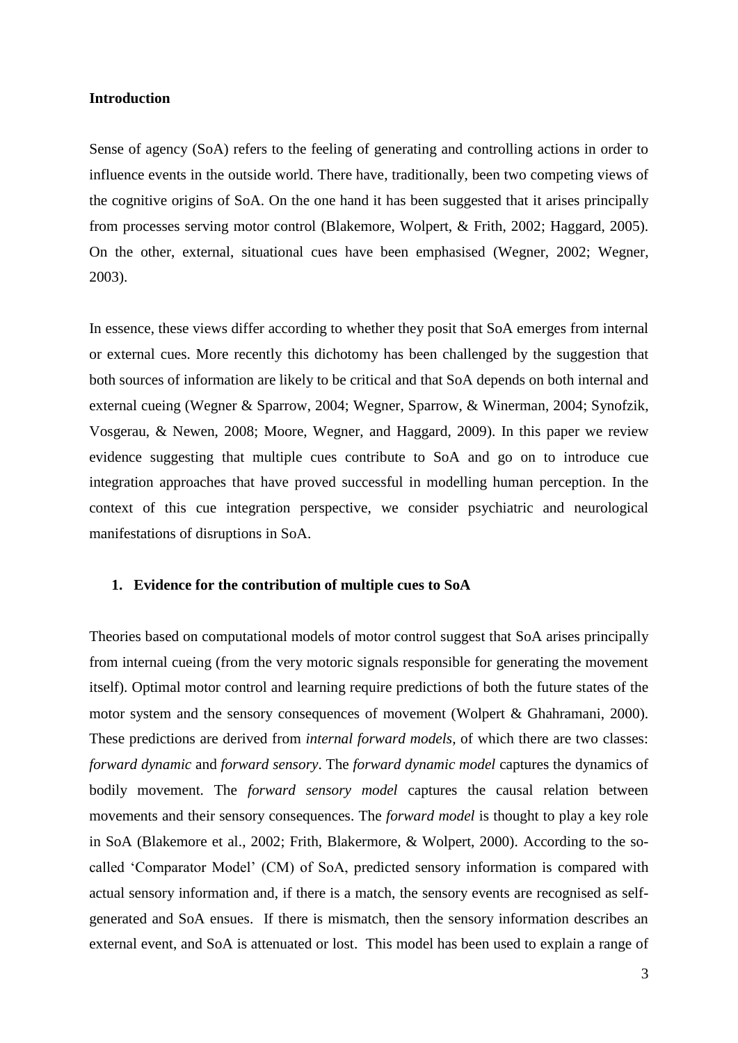## Introduction

Sense of agency (SoA) refers to the feeling of generating and controlling actions in order to influence events in the outside world. There have, traditionally, been two competing views of the cognitive origins of SoA. On the one hand it has been suggested that it arises principally from processes serving motor control (Blakemore, Wolpert, & Frith, 2002; Haggard, 2005). On the other, external, situational cues have been emphasised (Wegner, 2002; Wegner, 2003).

In essence, these views differ according to whether they posit that SoA emerges from internal or external cues. More recently this dichotomy has been challenged by the suggestion that both sources of information are likely to be critical and that SoA depends on both internal and external cueing (Wegner & Sparrow, 2004; Wegner, Sparrow, & Winerman, 2004; Synofzik, Vosgerau, & Newen, 2008; Moore, Wegner, and Haggard, 2009). In this paper we review evidence suggesting that multiple cues contribute to SoA and go on to introduce cue integration approaches that have proved successful in modelling human perception. In the context of this cue integration perspective, we consider psychiatric and neurological manifestations of disruptions in SoA.

### 1. Evidence for the contribution of multiple cues to SoA

Theories based on computational models of motor control suggest that SoA arises principally from internal cueing (from the very motoric signals responsible for generating the movement itself). Optimal motor control and learning require predictions of both the future states of the motor system and the sensory consequences of movement (Wolpert & Ghahramani, 2000). These predictions are derived from *internal forward models*, of which there are two classes: *forward dynamic* and *forward sensory*. The *forward dynamic model* captures the dynamics of bodily movement. The *forward sensory model* captures the causal relation between movements and their sensory consequences. The *forward model* is thought to play a key role in SoA (Blakemore et al., 2002; Frith, Blakermore, & Wolpert, 2000). According to the so-called 'Comparator Model' (CM) of SoA, predicted sensory information is compared with actual sensory information and, if there is a match, the sensory events are recognised as self-generated and SoA ensues. If there is mismatch, then the sensory information describes an external event, and SoA is attenuated or lost. This model has been used to explain a range of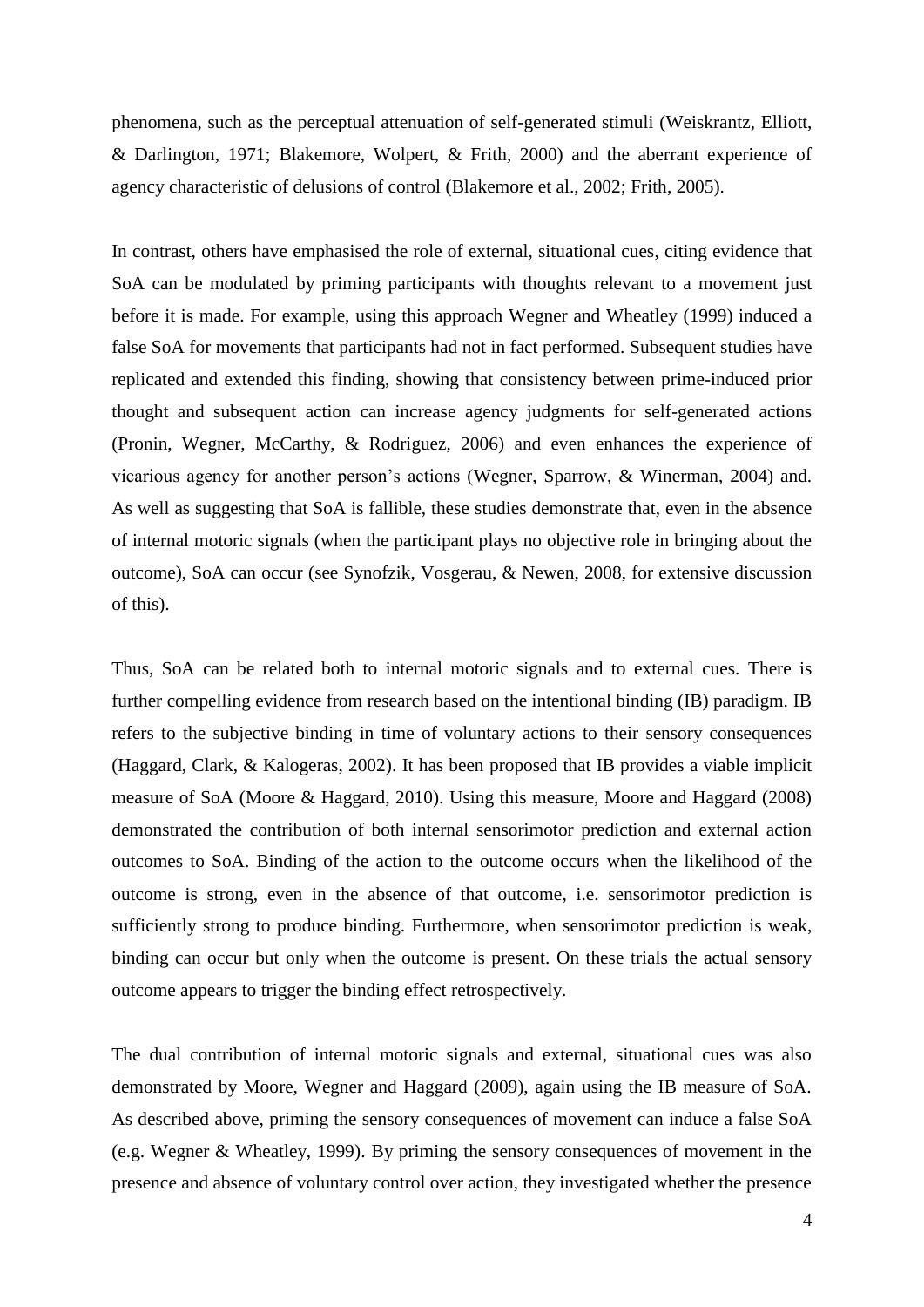phenomena, such as the perceptual attenuation of self-generated stimuli (Weiskrantz, Elliott, & Darlington, 1971; Blakemore, Wolpert, & Frith, 2000) and the aberrant experience of agency characteristic of delusions of control (Blakemore et al., 2002; Frith, 2005).

In contrast, others have emphasised the role of external, situational cues, citing evidence that SoA can be modulated by priming participants with thoughts relevant to a movement just before it is made. For example, using this approach Wegner and Wheatley (1999) induced a false SoA for movements that participants had not in fact performed. Subsequent studies have replicated and extended this finding, showing that consistency between prime-induced prior thought and subsequent action can increase agency judgments for self-generated actions (Pronin, Wegner, McCarthy, & Rodriguez, 2006) and even enhances the experience of vicarious agency for another person's actions (Wegner, Sparrow, & Winerman, 2004) and. As well as suggesting that SoA is fallible, these studies demonstrate that, even in the absence of internal motoric signals (when the participant plays no objective role in bringing about the outcome), SoA can occur (see Synofzik, Vosgerau, & Newen, 2008, for extensive discussion of this).

Thus, SoA can be related both to internal motoric signals and to external cues. There is further compelling evidence from research based on the intentional binding (IB) paradigm. IB refers to the subjective binding in time of voluntary actions to their sensory consequences (Haggard, Clark, & Kalogeras, 2002). It has been proposed that IB provides a viable implicit measure of SoA (Moore & Haggard, 2010). Using this measure, Moore and Haggard (2008) demonstrated the contribution of both internal sensorimotor prediction and external action outcomes to SoA. Binding of the action to the outcome occurs when the likelihood of the outcome is strong, even in the absence of that outcome, i.e. sensorimotor prediction is sufficiently strong to produce binding. Furthermore, when sensorimotor prediction is weak, binding can occur but only when the outcome is present. On these trials the actual sensory outcome appears to trigger the binding effect retrospectively.

The dual contribution of internal motoric signals and external, situational cues was also demonstrated by Moore, Wegner and Haggard (2009), again using the IB measure of SoA. As described above, priming the sensory consequences of movement can induce a false SoA (e.g. Wegner & Wheatley, 1999). By priming the sensory consequences of movement in the presence and absence of voluntary control over action, they investigated whether the presence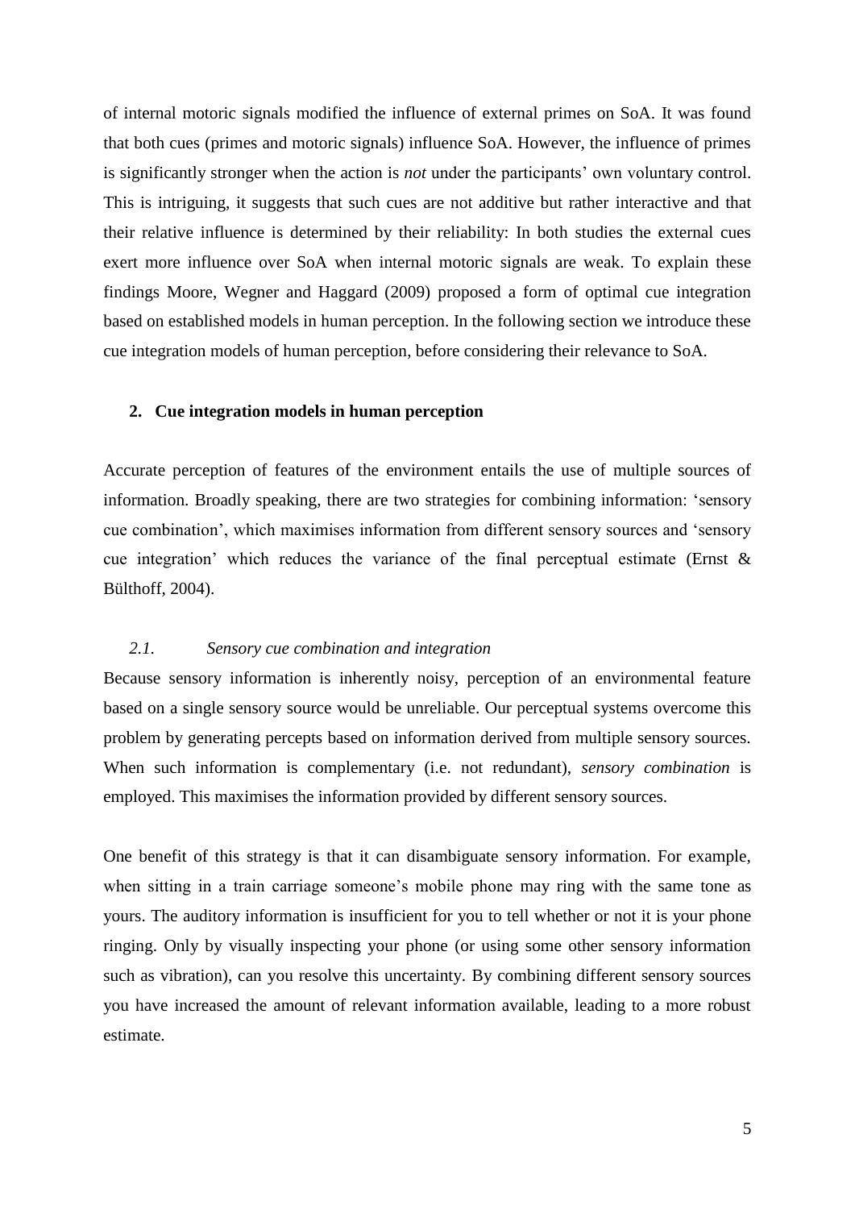of internal motoric signals modified the influence of external primes on SoA. It was found that both cues (primes and motoric signals) influence SoA. However, the influence of primes is significantly stronger when the action is *not* under the participants' own voluntary control. This is intriguing, it suggests that such cues are not additive but rather interactive and that their relative influence is determined by their reliability: In both studies the external cues exert more influence over SoA when internal motoric signals are weak. To explain these findings Moore, Wegner and Haggard (2009) proposed a form of optimal cue integration based on established models in human perception. In the following section we introduce these cue integration models of human perception, before considering their relevance to SoA.

## 2. Cue integration models in human perception

Accurate perception of features of the environment entails the use of multiple sources of information. Broadly speaking, there are two strategies for combining information: 'sensory cue combination', which maximises information from different sensory sources and 'sensory cue integration' which reduces the variance of the final perceptual estimate (Ernst & Bülthoff, 2004).

### *2.1. Sensory cue combination and integration*

Because sensory information is inherently noisy, perception of an environmental feature based on a single sensory source would be unreliable. Our perceptual systems overcome this problem by generating percepts based on information derived from multiple sensory sources. When such information is complementary (i.e. not redundant), *sensory combination* is employed. This maximises the information provided by different sensory sources.

One benefit of this strategy is that it can disambiguate sensory information. For example, when sitting in a train carriage someone's mobile phone may ring with the same tone as yours. The auditory information is insufficient for you to tell whether or not it is your phone ringing. Only by visually inspecting your phone (or using some other sensory information such as vibration), can you resolve this uncertainty. By combining different sensory sources you have increased the amount of relevant information available, leading to a more robust estimate.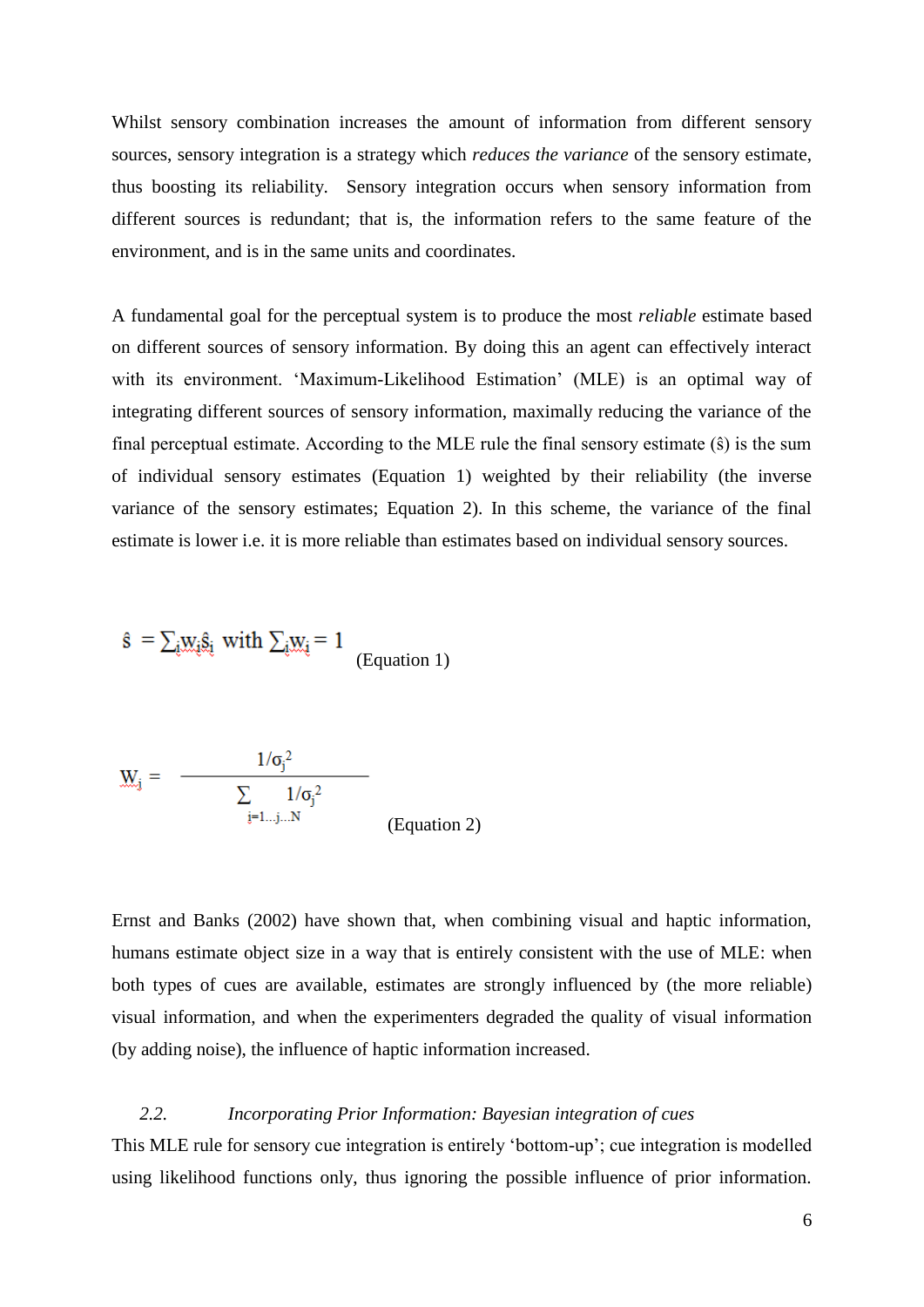Whilst sensory combination increases the amount of information from different sensory sources, sensory integration is a strategy which *reduces the variance* of the sensory estimate, thus boosting its reliability. Sensory integration occurs when sensory information from different sources is redundant; that is, the information refers to the same feature of the environment, and is in the same units and coordinates.

A fundamental goal for the perceptual system is to produce the most *reliable* estimate based on different sources of sensory information. By doing this an agent can effectively interact with its environment. 'Maximum-Likelihood Estimation' (MLE) is an optimal way of integrating different sources of sensory information, maximally reducing the variance of the final perceptual estimate. According to the MLE rule the final sensory estimate ($\hat{s}$) is the sum of individual sensory estimates (Equation 1) weighted by their reliability (the inverse variance of the sensory estimates; Equation 2). In this scheme, the variance of the final estimate is lower i.e. it is more reliable than estimates based on individual sensory sources.

$$\hat{s} = \sum_i w_i \hat{s}_i \text{ with } \sum_i w_i = 1 \qquad \text{(Equation 1)}$$

$$W_j = \frac{1/\sigma_j^2}{\sum_{i=1 \ldots j \ldots N} 1/\sigma_j^2} \qquad \text{(Equation 2)}$$

Ernst and Banks (2002) have shown that, when combining visual and haptic information, humans estimate object size in a way that is entirely consistent with the use of MLE: when both types of cues are available, estimates are strongly influenced by (the more reliable) visual information, and when the experimenters degraded the quality of visual information (by adding noise), the influence of haptic information increased.

### *2.2. Incorporating Prior Information: Bayesian integration of cues*

This MLE rule for sensory cue integration is entirely 'bottom-up'; cue integration is modelled using likelihood functions only, thus ignoring the possible influence of prior information.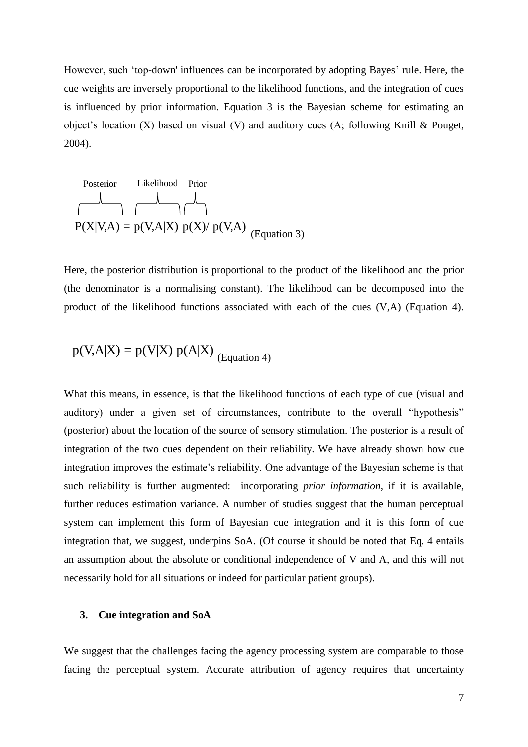However, such 'top-down' influences can be incorporated by adopting Bayes' rule. Here, the cue weights are inversely proportional to the likelihood functions, and the integration of cues is influenced by prior information. Equation 3 is the Bayesian scheme for estimating an object's location (X) based on visual (V) and auditory cues (A; following Knill & Pouget, 2004).

$$\underbrace{P(X|V,A)}_{\text{Posterior}} = \underbrace{p(V,A|X)}_{\text{Likelihood}}\ \underbrace{p(X)}_{\text{Prior}}/\ p(V,A) \quad \text{(Equation 3)}$$

Here, the posterior distribution is proportional to the product of the likelihood and the prior (the denominator is a normalising constant). The likelihood can be decomposed into the product of the likelihood functions associated with each of the cues (V,A) (Equation 4).

$$p(V,A|X) = p(V|X)\ p(A|X) \quad \text{(Equation 4)}$$

What this means, in essence, is that the likelihood functions of each type of cue (visual and auditory) under a given set of circumstances, contribute to the overall "hypothesis" (posterior) about the location of the source of sensory stimulation. The posterior is a result of integration of the two cues dependent on their reliability. We have already shown how cue integration improves the estimate's reliability. One advantage of the Bayesian scheme is that such reliability is further augmented: incorporating *prior information*, if it is available, further reduces estimation variance. A number of studies suggest that the human perceptual system can implement this form of Bayesian cue integration and it is this form of cue integration that, we suggest, underpins SoA. (Of course it should be noted that Eq. 4 entails an assumption about the absolute or conditional independence of V and A, and this will not necessarily hold for all situations or indeed for particular patient groups).

### 3. Cue integration and SoA

We suggest that the challenges facing the agency processing system are comparable to those facing the perceptual system. Accurate attribution of agency requires that uncertainty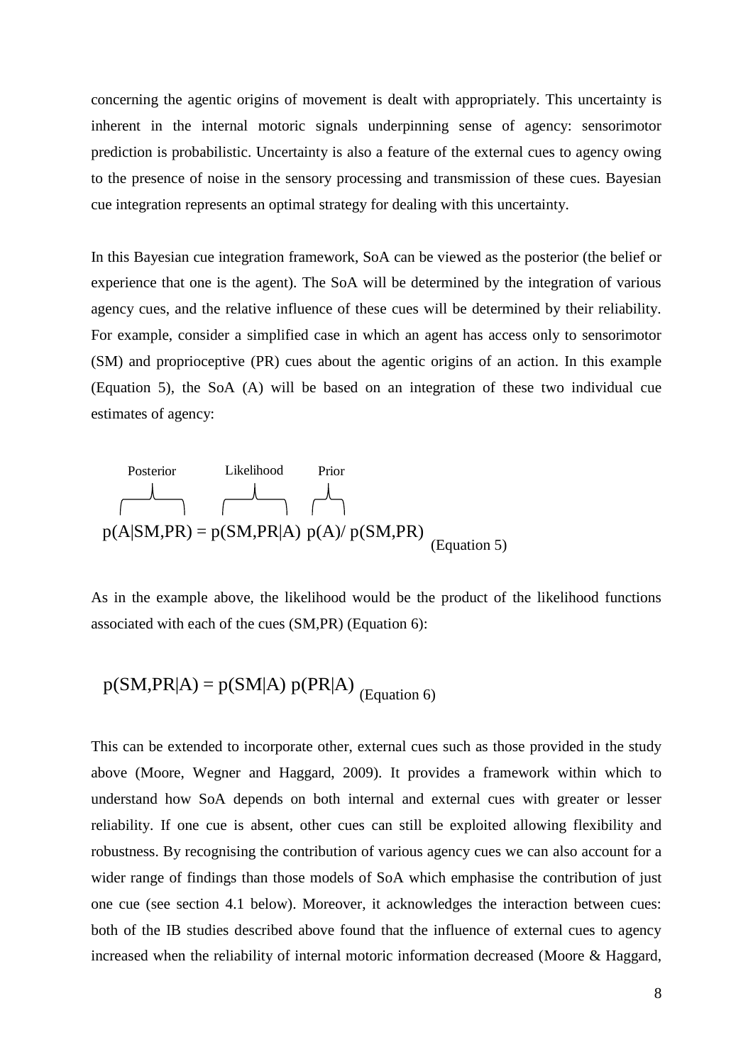concerning the agentic origins of movement is dealt with appropriately. This uncertainty is inherent in the internal motoric signals underpinning sense of agency: sensorimotor prediction is probabilistic. Uncertainty is also a feature of the external cues to agency owing to the presence of noise in the sensory processing and transmission of these cues. Bayesian cue integration represents an optimal strategy for dealing with this uncertainty.

In this Bayesian cue integration framework, SoA can be viewed as the posterior (the belief or experience that one is the agent). The SoA will be determined by the integration of various agency cues, and the relative influence of these cues will be determined by their reliability. For example, consider a simplified case in which an agent has access only to sensorimotor (SM) and proprioceptive (PR) cues about the agentic origins of an action. In this example (Equation 5), the SoA (A) will be based on an integration of these two individual cue estimates of agency:

$$\underbrace{p(A|SM,PR)}_{\text{Posterior}} = \underbrace{p(SM,PR|A)}_{\text{Likelihood}}\ \underbrace{p(A)}_{\text{Prior}}/\ p(SM,PR) \quad \text{(Equation 5)}$$

As in the example above, the likelihood would be the product of the likelihood functions associated with each of the cues (SM,PR) (Equation 6):

$$p(SM,PR|A) = p(SM|A)\ p(PR|A) \quad \text{(Equation 6)}$$

This can be extended to incorporate other, external cues such as those provided in the study above (Moore, Wegner and Haggard, 2009). It provides a framework within which to understand how SoA depends on both internal and external cues with greater or lesser reliability. If one cue is absent, other cues can still be exploited allowing flexibility and robustness. By recognising the contribution of various agency cues we can also account for a wider range of findings than those models of SoA which emphasise the contribution of just one cue (see section 4.1 below). Moreover, it acknowledges the interaction between cues: both of the IB studies described above found that the influence of external cues to agency increased when the reliability of internal motoric information decreased (Moore & Haggard,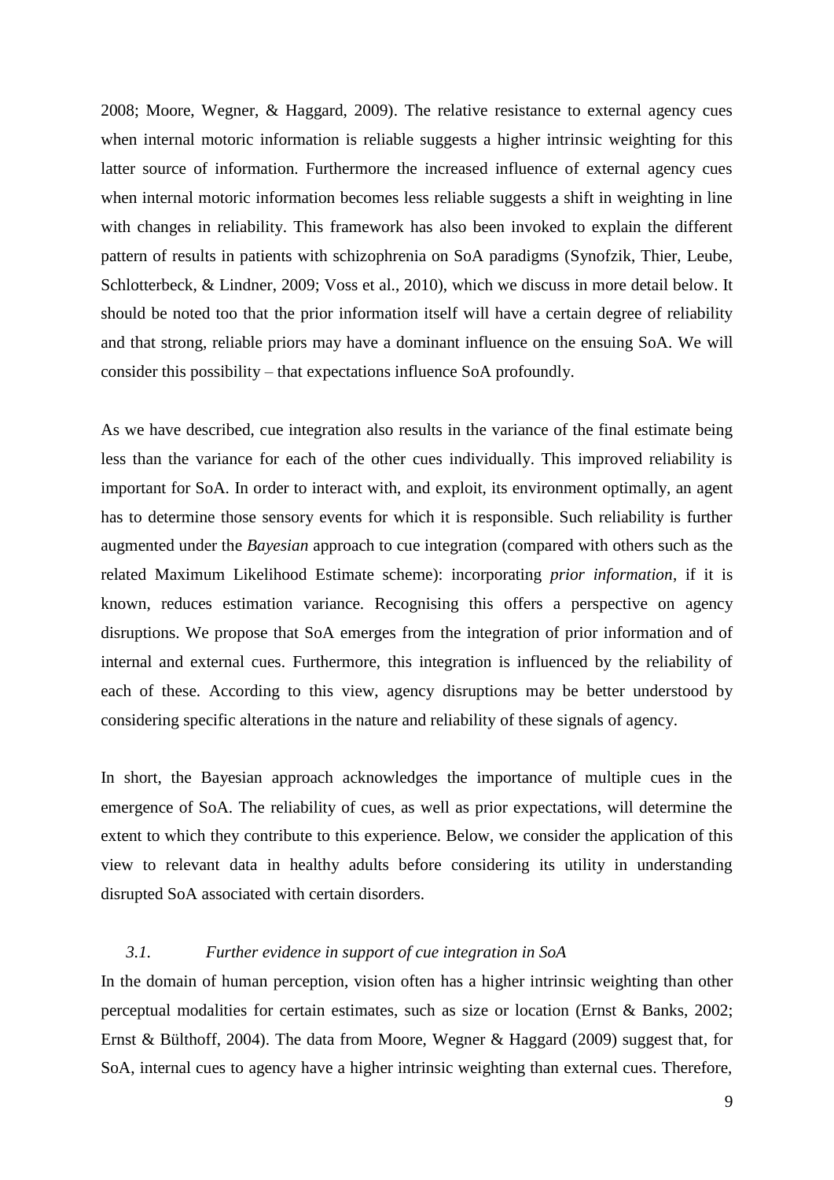2008; Moore, Wegner, & Haggard, 2009). The relative resistance to external agency cues when internal motoric information is reliable suggests a higher intrinsic weighting for this latter source of information. Furthermore the increased influence of external agency cues when internal motoric information becomes less reliable suggests a shift in weighting in line with changes in reliability. This framework has also been invoked to explain the different pattern of results in patients with schizophrenia on SoA paradigms (Synofzik, Thier, Leube, Schlotterbeck, & Lindner, 2009; Voss et al., 2010), which we discuss in more detail below. It should be noted too that the prior information itself will have a certain degree of reliability and that strong, reliable priors may have a dominant influence on the ensuing SoA. We will consider this possibility – that expectations influence SoA profoundly.

As we have described, cue integration also results in the variance of the final estimate being less than the variance for each of the other cues individually. This improved reliability is important for SoA. In order to interact with, and exploit, its environment optimally, an agent has to determine those sensory events for which it is responsible. Such reliability is further augmented under the *Bayesian* approach to cue integration (compared with others such as the related Maximum Likelihood Estimate scheme): incorporating *prior information*, if it is known, reduces estimation variance. Recognising this offers a perspective on agency disruptions. We propose that SoA emerges from the integration of prior information and of internal and external cues. Furthermore, this integration is influenced by the reliability of each of these. According to this view, agency disruptions may be better understood by considering specific alterations in the nature and reliability of these signals of agency.

In short, the Bayesian approach acknowledges the importance of multiple cues in the emergence of SoA. The reliability of cues, as well as prior expectations, will determine the extent to which they contribute to this experience. Below, we consider the application of this view to relevant data in healthy adults before considering its utility in understanding disrupted SoA associated with certain disorders.

### *3.1. Further evidence in support of cue integration in SoA*

In the domain of human perception, vision often has a higher intrinsic weighting than other perceptual modalities for certain estimates, such as size or location (Ernst & Banks, 2002; Ernst & Bülthoff, 2004). The data from Moore, Wegner & Haggard (2009) suggest that, for SoA, internal cues to agency have a higher intrinsic weighting than external cues. Therefore,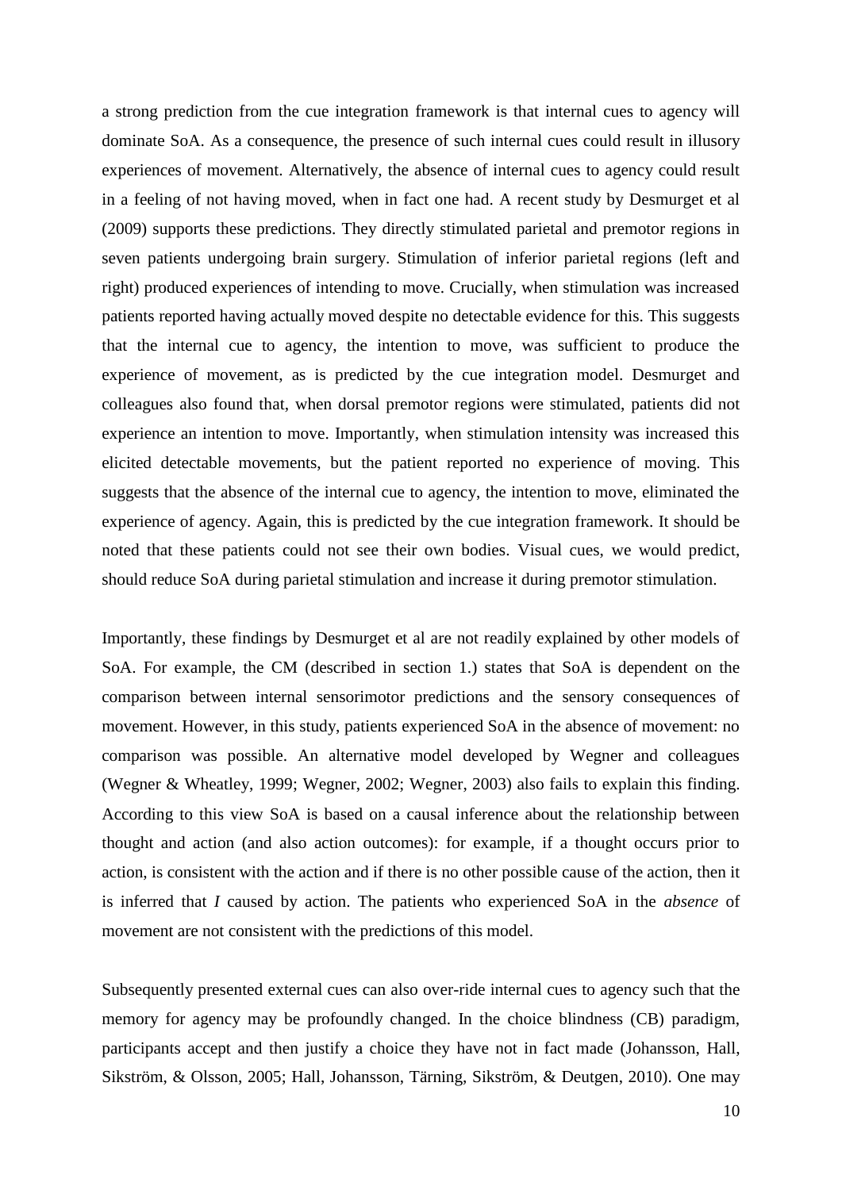a strong prediction from the cue integration framework is that internal cues to agency will dominate SoA. As a consequence, the presence of such internal cues could result in illusory experiences of movement. Alternatively, the absence of internal cues to agency could result in a feeling of not having moved, when in fact one had. A recent study by Desmurget et al (2009) supports these predictions. They directly stimulated parietal and premotor regions in seven patients undergoing brain surgery. Stimulation of inferior parietal regions (left and right) produced experiences of intending to move. Crucially, when stimulation was increased patients reported having actually moved despite no detectable evidence for this. This suggests that the internal cue to agency, the intention to move, was sufficient to produce the experience of movement, as is predicted by the cue integration model. Desmurget and colleagues also found that, when dorsal premotor regions were stimulated, patients did not experience an intention to move. Importantly, when stimulation intensity was increased this elicited detectable movements, but the patient reported no experience of moving. This suggests that the absence of the internal cue to agency, the intention to move, eliminated the experience of agency. Again, this is predicted by the cue integration framework. It should be noted that these patients could not see their own bodies. Visual cues, we would predict, should reduce SoA during parietal stimulation and increase it during premotor stimulation.

Importantly, these findings by Desmurget et al are not readily explained by other models of SoA. For example, the CM (described in section 1.) states that SoA is dependent on the comparison between internal sensorimotor predictions and the sensory consequences of movement. However, in this study, patients experienced SoA in the absence of movement: no comparison was possible. An alternative model developed by Wegner and colleagues (Wegner & Wheatley, 1999; Wegner, 2002; Wegner, 2003) also fails to explain this finding. According to this view SoA is based on a causal inference about the relationship between thought and action (and also action outcomes): for example, if a thought occurs prior to action, is consistent with the action and if there is no other possible cause of the action, then it is inferred that *I* caused by action. The patients who experienced SoA in the *absence* of movement are not consistent with the predictions of this model.

Subsequently presented external cues can also over-ride internal cues to agency such that the memory for agency may be profoundly changed. In the choice blindness (CB) paradigm, participants accept and then justify a choice they have not in fact made (Johansson, Hall, Sikström, & Olsson, 2005; Hall, Johansson, Tärning, Sikström, & Deutgen, 2010). One may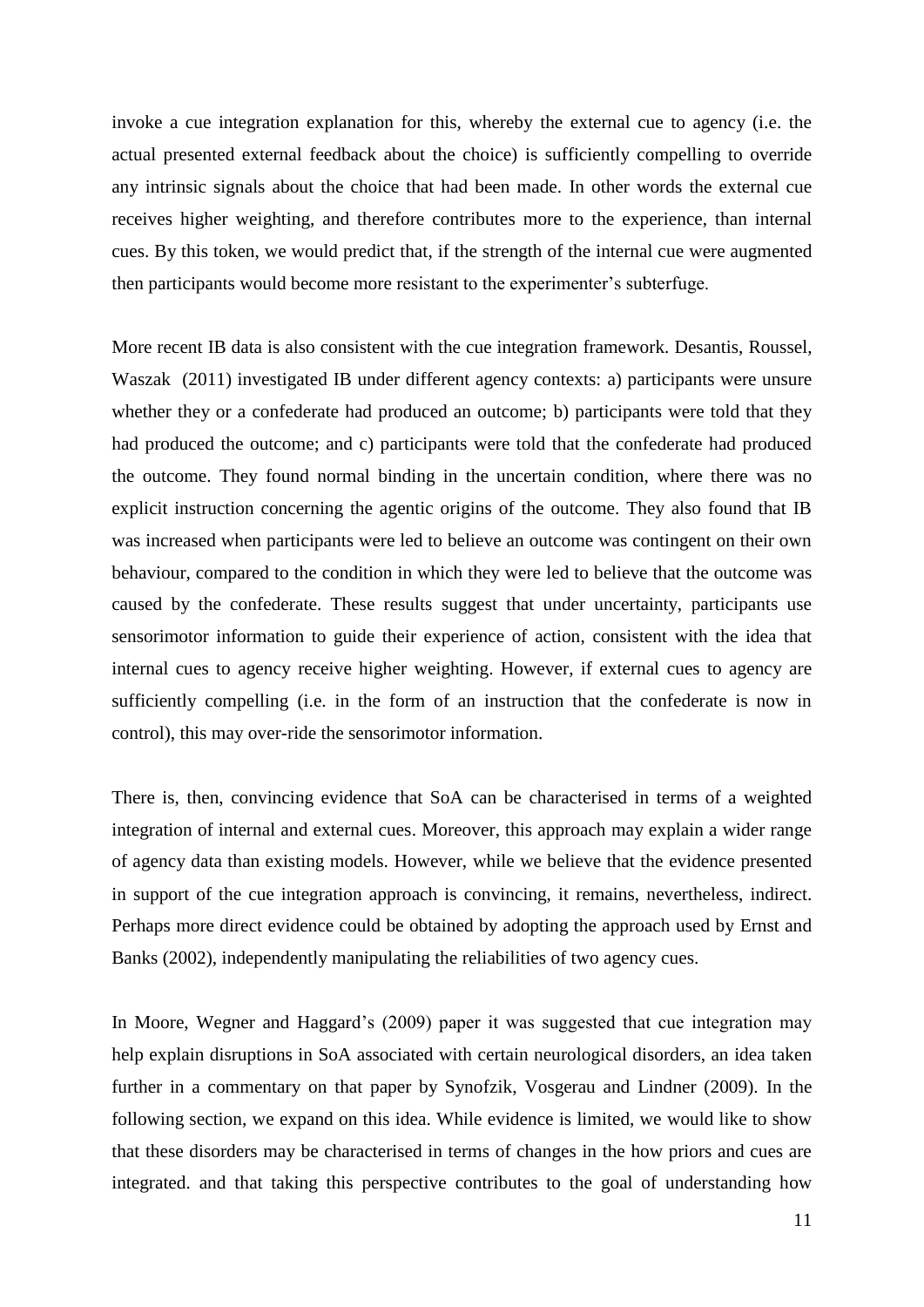invoke a cue integration explanation for this, whereby the external cue to agency (i.e. the actual presented external feedback about the choice) is sufficiently compelling to override any intrinsic signals about the choice that had been made. In other words the external cue receives higher weighting, and therefore contributes more to the experience, than internal cues. By this token, we would predict that, if the strength of the internal cue were augmented then participants would become more resistant to the experimenter's subterfuge.

More recent IB data is also consistent with the cue integration framework. Desantis, Roussel, Waszak (2011) investigated IB under different agency contexts: a) participants were unsure whether they or a confederate had produced an outcome; b) participants were told that they had produced the outcome; and c) participants were told that the confederate had produced the outcome. They found normal binding in the uncertain condition, where there was no explicit instruction concerning the agentic origins of the outcome. They also found that IB was increased when participants were led to believe an outcome was contingent on their own behaviour, compared to the condition in which they were led to believe that the outcome was caused by the confederate. These results suggest that under uncertainty, participants use sensorimotor information to guide their experience of action, consistent with the idea that internal cues to agency receive higher weighting. However, if external cues to agency are sufficiently compelling (i.e. in the form of an instruction that the confederate is now in control), this may over-ride the sensorimotor information.

There is, then, convincing evidence that SoA can be characterised in terms of a weighted integration of internal and external cues. Moreover, this approach may explain a wider range of agency data than existing models. However, while we believe that the evidence presented in support of the cue integration approach is convincing, it remains, nevertheless, indirect. Perhaps more direct evidence could be obtained by adopting the approach used by Ernst and Banks (2002), independently manipulating the reliabilities of two agency cues.

In Moore, Wegner and Haggard's (2009) paper it was suggested that cue integration may help explain disruptions in SoA associated with certain neurological disorders, an idea taken further in a commentary on that paper by Synofzik, Vosgerau and Lindner (2009). In the following section, we expand on this idea. While evidence is limited, we would like to show that these disorders may be characterised in terms of changes in the how priors and cues are integrated. and that taking this perspective contributes to the goal of understanding how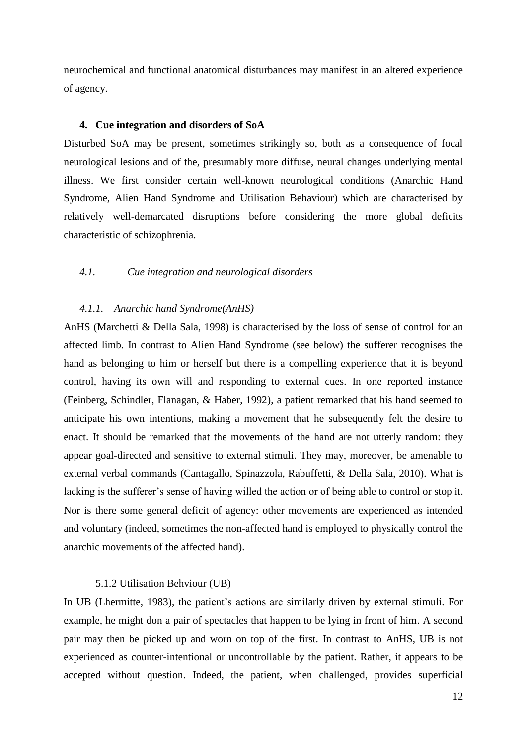neurochemical and functional anatomical disturbances may manifest in an altered experience of agency.

## 4. Cue integration and disorders of SoA

Disturbed SoA may be present, sometimes strikingly so, both as a consequence of focal neurological lesions and of the, presumably more diffuse, neural changes underlying mental illness. We first consider certain well-known neurological conditions (Anarchic Hand Syndrome, Alien Hand Syndrome and Utilisation Behaviour) which are characterised by relatively well-demarcated disruptions before considering the more global deficits characteristic of schizophrenia.

### *4.1. Cue integration and neurological disorders*

#### *4.1.1. Anarchic hand Syndrome(AnHS)*

AnHS (Marchetti & Della Sala, 1998) is characterised by the loss of sense of control for an affected limb. In contrast to Alien Hand Syndrome (see below) the sufferer recognises the hand as belonging to him or herself but there is a compelling experience that it is beyond control, having its own will and responding to external cues. In one reported instance (Feinberg, Schindler, Flanagan, & Haber, 1992), a patient remarked that his hand seemed to anticipate his own intentions, making a movement that he subsequently felt the desire to enact. It should be remarked that the movements of the hand are not utterly random: they appear goal-directed and sensitive to external stimuli. They may, moreover, be amenable to external verbal commands (Cantagallo, Spinazzola, Rabuffetti, & Della Sala, 2010). What is lacking is the sufferer's sense of having willed the action or of being able to control or stop it. Nor is there some general deficit of agency: other movements are experienced as intended and voluntary (indeed, sometimes the non-affected hand is employed to physically control the anarchic movements of the affected hand).

#### 5.1.2 Utilisation Behviour (UB)

In UB (Lhermitte, 1983), the patient's actions are similarly driven by external stimuli. For example, he might don a pair of spectacles that happen to be lying in front of him. A second pair may then be picked up and worn on top of the first. In contrast to AnHS, UB is not experienced as counter-intentional or uncontrollable by the patient. Rather, it appears to be accepted without question. Indeed, the patient, when challenged, provides superficial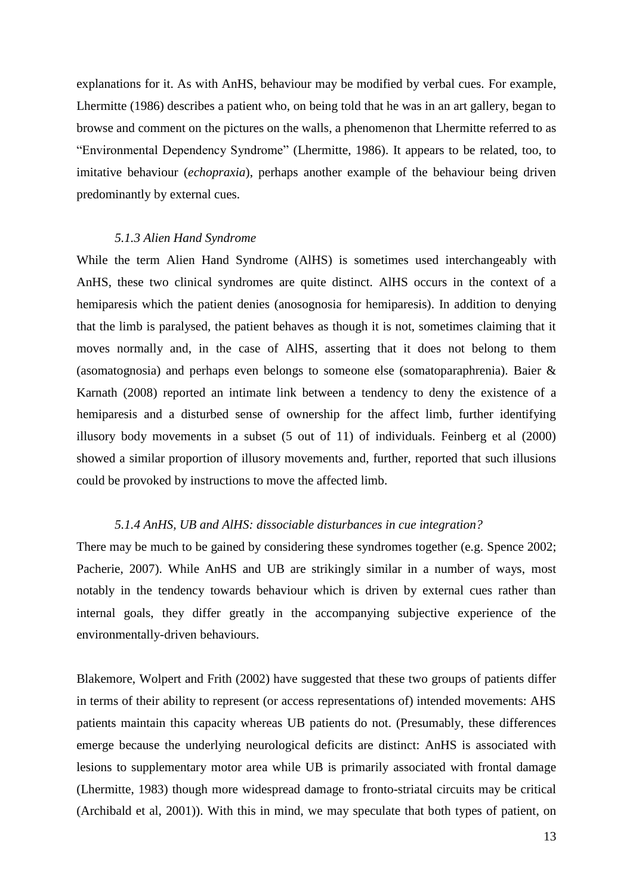explanations for it. As with AnHS, behaviour may be modified by verbal cues. For example, Lhermitte (1986) describes a patient who, on being told that he was in an art gallery, began to browse and comment on the pictures on the walls, a phenomenon that Lhermitte referred to as "Environmental Dependency Syndrome" (Lhermitte, 1986). It appears to be related, too, to imitative behaviour (*echopraxia*), perhaps another example of the behaviour being driven predominantly by external cues.

#### *5.1.3 Alien Hand Syndrome*

While the term Alien Hand Syndrome (AlHS) is sometimes used interchangeably with AnHS, these two clinical syndromes are quite distinct. AlHS occurs in the context of a hemiparesis which the patient denies (anosognosia for hemiparesis). In addition to denying that the limb is paralysed, the patient behaves as though it is not, sometimes claiming that it moves normally and, in the case of AlHS, asserting that it does not belong to them (asomatognosia) and perhaps even belongs to someone else (somatoparaphrenia). Baier & Karnath (2008) reported an intimate link between a tendency to deny the existence of a hemiparesis and a disturbed sense of ownership for the affect limb, further identifying illusory body movements in a subset (5 out of 11) of individuals. Feinberg et al (2000) showed a similar proportion of illusory movements and, further, reported that such illusions could be provoked by instructions to move the affected limb.

#### *5.1.4 AnHS, UB and AlHS: dissociable disturbances in cue integration?*

There may be much to be gained by considering these syndromes together (e.g. Spence 2002; Pacherie, 2007). While AnHS and UB are strikingly similar in a number of ways, most notably in the tendency towards behaviour which is driven by external cues rather than internal goals, they differ greatly in the accompanying subjective experience of the environmentally-driven behaviours.

Blakemore, Wolpert and Frith (2002) have suggested that these two groups of patients differ in terms of their ability to represent (or access representations of) intended movements: AHS patients maintain this capacity whereas UB patients do not. (Presumably, these differences emerge because the underlying neurological deficits are distinct: AnHS is associated with lesions to supplementary motor area while UB is primarily associated with frontal damage (Lhermitte, 1983) though more widespread damage to fronto-striatal circuits may be critical (Archibald et al, 2001)). With this in mind, we may speculate that both types of patient, on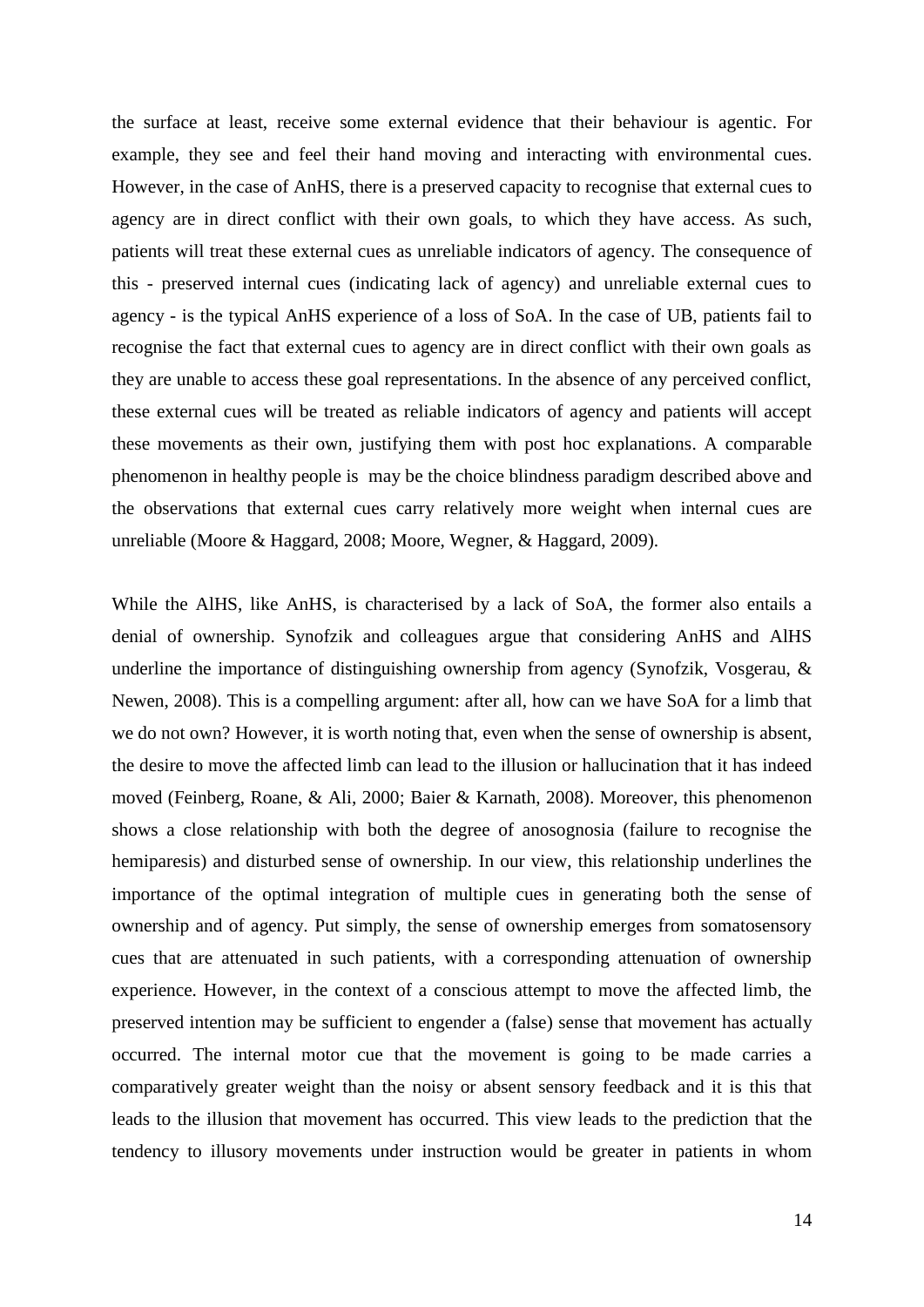the surface at least, receive some external evidence that their behaviour is agentic. For example, they see and feel their hand moving and interacting with environmental cues. However, in the case of AnHS, there is a preserved capacity to recognise that external cues to agency are in direct conflict with their own goals, to which they have access. As such, patients will treat these external cues as unreliable indicators of agency. The consequence of this - preserved internal cues (indicating lack of agency) and unreliable external cues to agency - is the typical AnHS experience of a loss of SoA. In the case of UB, patients fail to recognise the fact that external cues to agency are in direct conflict with their own goals as they are unable to access these goal representations. In the absence of any perceived conflict, these external cues will be treated as reliable indicators of agency and patients will accept these movements as their own, justifying them with post hoc explanations. A comparable phenomenon in healthy people is may be the choice blindness paradigm described above and the observations that external cues carry relatively more weight when internal cues are unreliable (Moore & Haggard, 2008; Moore, Wegner, & Haggard, 2009).

While the AlHS, like AnHS, is characterised by a lack of SoA, the former also entails a denial of ownership. Synofzik and colleagues argue that considering AnHS and AlHS underline the importance of distinguishing ownership from agency (Synofzik, Vosgerau, & Newen, 2008). This is a compelling argument: after all, how can we have SoA for a limb that we do not own? However, it is worth noting that, even when the sense of ownership is absent, the desire to move the affected limb can lead to the illusion or hallucination that it has indeed moved (Feinberg, Roane, & Ali, 2000; Baier & Karnath, 2008). Moreover, this phenomenon shows a close relationship with both the degree of anosognosia (failure to recognise the hemiparesis) and disturbed sense of ownership. In our view, this relationship underlines the importance of the optimal integration of multiple cues in generating both the sense of ownership and of agency. Put simply, the sense of ownership emerges from somatosensory cues that are attenuated in such patients, with a corresponding attenuation of ownership experience. However, in the context of a conscious attempt to move the affected limb, the preserved intention may be sufficient to engender a (false) sense that movement has actually occurred. The internal motor cue that the movement is going to be made carries a comparatively greater weight than the noisy or absent sensory feedback and it is this that leads to the illusion that movement has occurred. This view leads to the prediction that the tendency to illusory movements under instruction would be greater in patients in whom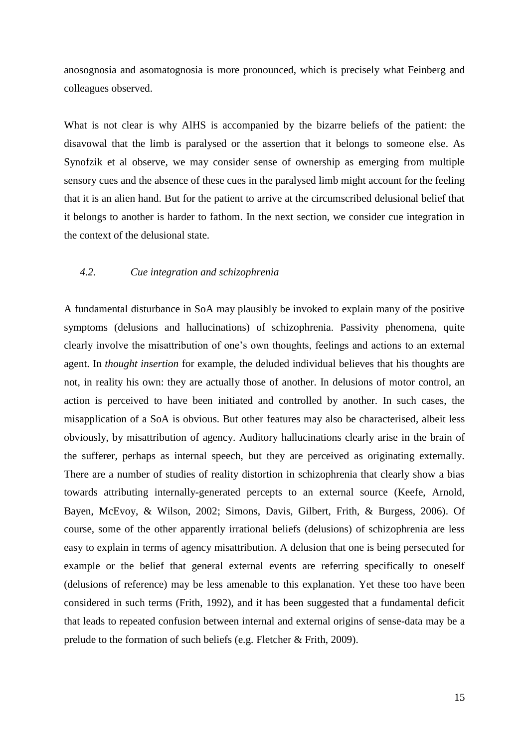anosognosia and asomatognosia is more pronounced, which is precisely what Feinberg and colleagues observed.

What is not clear is why AlHS is accompanied by the bizarre beliefs of the patient: the disavowal that the limb is paralysed or the assertion that it belongs to someone else. As Synofzik et al observe, we may consider sense of ownership as emerging from multiple sensory cues and the absence of these cues in the paralysed limb might account for the feeling that it is an alien hand. But for the patient to arrive at the circumscribed delusional belief that it belongs to another is harder to fathom. In the next section, we consider cue integration in the context of the delusional state.

### *4.2. Cue integration and schizophrenia*

A fundamental disturbance in SoA may plausibly be invoked to explain many of the positive symptoms (delusions and hallucinations) of schizophrenia. Passivity phenomena, quite clearly involve the misattribution of one's own thoughts, feelings and actions to an external agent. In *thought insertion* for example, the deluded individual believes that his thoughts are not, in reality his own: they are actually those of another. In delusions of motor control, an action is perceived to have been initiated and controlled by another. In such cases, the misapplication of a SoA is obvious. But other features may also be characterised, albeit less obviously, by misattribution of agency. Auditory hallucinations clearly arise in the brain of the sufferer, perhaps as internal speech, but they are perceived as originating externally. There are a number of studies of reality distortion in schizophrenia that clearly show a bias towards attributing internally-generated percepts to an external source (Keefe, Arnold, Bayen, McEvoy, & Wilson, 2002; Simons, Davis, Gilbert, Frith, & Burgess, 2006). Of course, some of the other apparently irrational beliefs (delusions) of schizophrenia are less easy to explain in terms of agency misattribution. A delusion that one is being persecuted for example or the belief that general external events are referring specifically to oneself (delusions of reference) may be less amenable to this explanation. Yet these too have been considered in such terms (Frith, 1992), and it has been suggested that a fundamental deficit that leads to repeated confusion between internal and external origins of sense-data may be a prelude to the formation of such beliefs (e.g. Fletcher & Frith, 2009).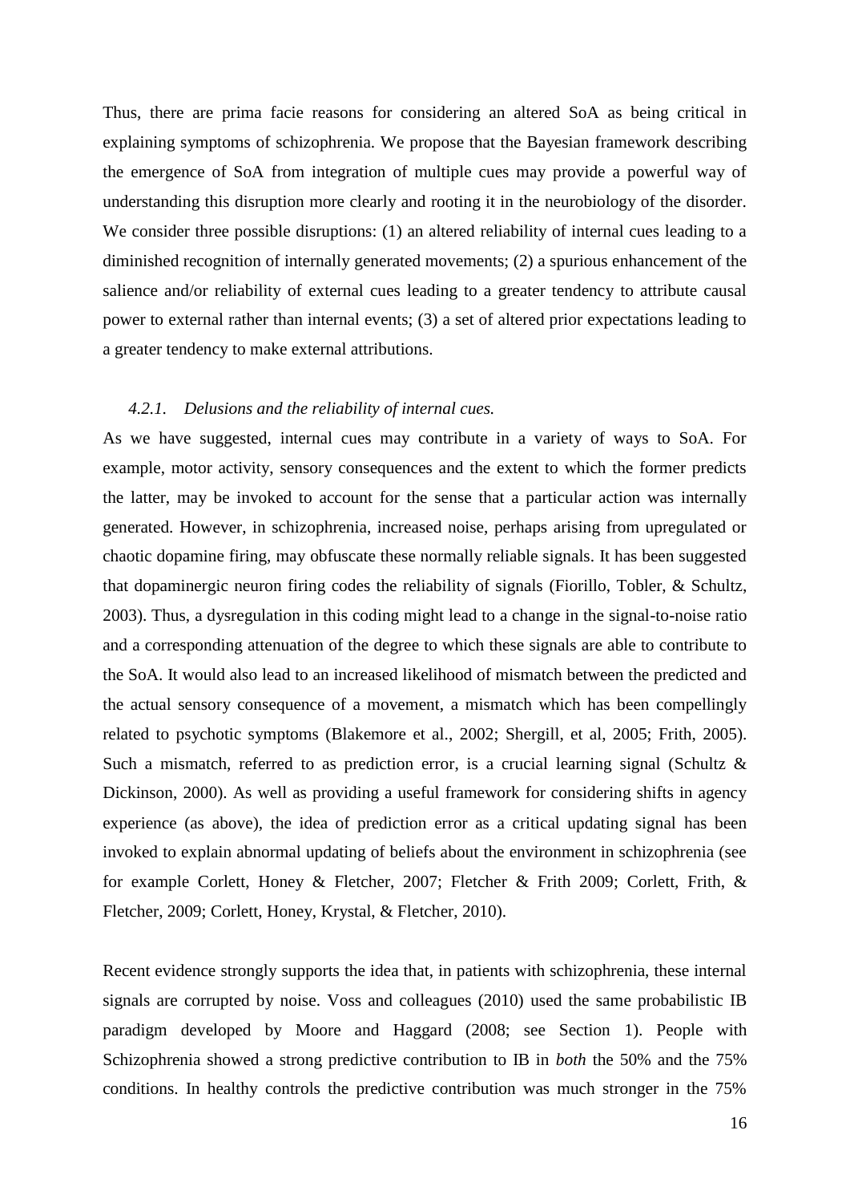Thus, there are prima facie reasons for considering an altered SoA as being critical in explaining symptoms of schizophrenia. We propose that the Bayesian framework describing the emergence of SoA from integration of multiple cues may provide a powerful way of understanding this disruption more clearly and rooting it in the neurobiology of the disorder. We consider three possible disruptions: (1) an altered reliability of internal cues leading to a diminished recognition of internally generated movements; (2) a spurious enhancement of the salience and/or reliability of external cues leading to a greater tendency to attribute causal power to external rather than internal events; (3) a set of altered prior expectations leading to a greater tendency to make external attributions.

#### *4.2.1. Delusions and the reliability of internal cues.*

As we have suggested, internal cues may contribute in a variety of ways to SoA. For example, motor activity, sensory consequences and the extent to which the former predicts the latter, may be invoked to account for the sense that a particular action was internally generated. However, in schizophrenia, increased noise, perhaps arising from upregulated or chaotic dopamine firing, may obfuscate these normally reliable signals. It has been suggested that dopaminergic neuron firing codes the reliability of signals (Fiorillo, Tobler, & Schultz, 2003). Thus, a dysregulation in this coding might lead to a change in the signal-to-noise ratio and a corresponding attenuation of the degree to which these signals are able to contribute to the SoA. It would also lead to an increased likelihood of mismatch between the predicted and the actual sensory consequence of a movement, a mismatch which has been compellingly related to psychotic symptoms (Blakemore et al., 2002; Shergill, et al, 2005; Frith, 2005). Such a mismatch, referred to as prediction error, is a crucial learning signal (Schultz & Dickinson, 2000). As well as providing a useful framework for considering shifts in agency experience (as above), the idea of prediction error as a critical updating signal has been invoked to explain abnormal updating of beliefs about the environment in schizophrenia (see for example Corlett, Honey & Fletcher, 2007; Fletcher & Frith 2009; Corlett, Frith, & Fletcher, 2009; Corlett, Honey, Krystal, & Fletcher, 2010).

Recent evidence strongly supports the idea that, in patients with schizophrenia, these internal signals are corrupted by noise. Voss and colleagues (2010) used the same probabilistic IB paradigm developed by Moore and Haggard (2008; see Section 1). People with Schizophrenia showed a strong predictive contribution to IB in *both* the 50% and the 75% conditions. In healthy controls the predictive contribution was much stronger in the 75%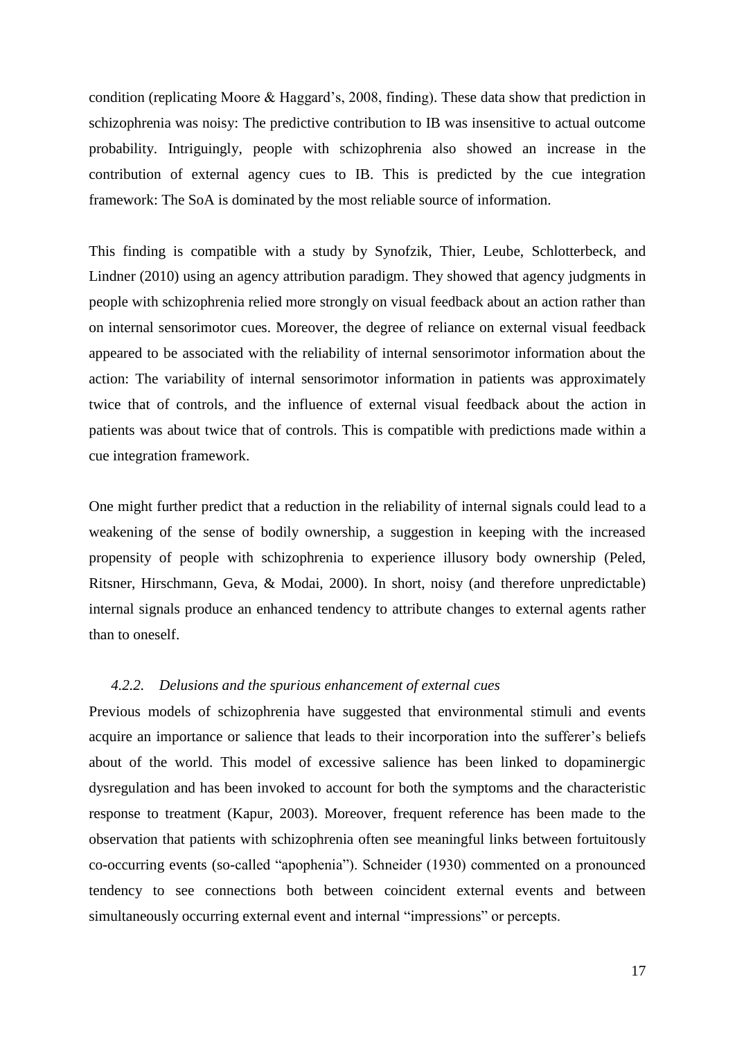condition (replicating Moore & Haggard's, 2008, finding). These data show that prediction in schizophrenia was noisy: The predictive contribution to IB was insensitive to actual outcome probability. Intriguingly, people with schizophrenia also showed an increase in the contribution of external agency cues to IB. This is predicted by the cue integration framework: The SoA is dominated by the most reliable source of information.

This finding is compatible with a study by Synofzik, Thier, Leube, Schlotterbeck, and Lindner (2010) using an agency attribution paradigm. They showed that agency judgments in people with schizophrenia relied more strongly on visual feedback about an action rather than on internal sensorimotor cues. Moreover, the degree of reliance on external visual feedback appeared to be associated with the reliability of internal sensorimotor information about the action: The variability of internal sensorimotor information in patients was approximately twice that of controls, and the influence of external visual feedback about the action in patients was about twice that of controls. This is compatible with predictions made within a cue integration framework.

One might further predict that a reduction in the reliability of internal signals could lead to a weakening of the sense of bodily ownership, a suggestion in keeping with the increased propensity of people with schizophrenia to experience illusory body ownership (Peled, Ritsner, Hirschmann, Geva, & Modai, 2000). In short, noisy (and therefore unpredictable) internal signals produce an enhanced tendency to attribute changes to external agents rather than to oneself.

#### *4.2.2. Delusions and the spurious enhancement of external cues*

Previous models of schizophrenia have suggested that environmental stimuli and events acquire an importance or salience that leads to their incorporation into the sufferer's beliefs about of the world. This model of excessive salience has been linked to dopaminergic dysregulation and has been invoked to account for both the symptoms and the characteristic response to treatment (Kapur, 2003). Moreover, frequent reference has been made to the observation that patients with schizophrenia often see meaningful links between fortuitously co-occurring events (so-called "apophenia"). Schneider (1930) commented on a pronounced tendency to see connections both between coincident external events and between simultaneously occurring external event and internal "impressions" or percepts.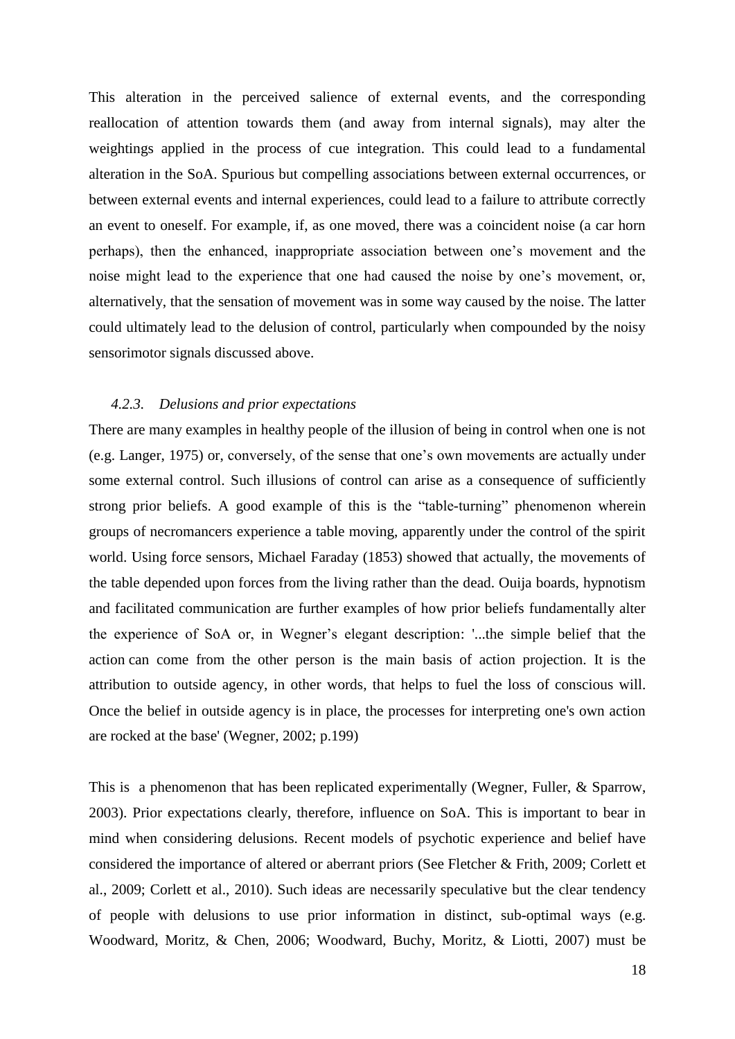This alteration in the perceived salience of external events, and the corresponding reallocation of attention towards them (and away from internal signals), may alter the weightings applied in the process of cue integration. This could lead to a fundamental alteration in the SoA. Spurious but compelling associations between external occurrences, or between external events and internal experiences, could lead to a failure to attribute correctly an event to oneself. For example, if, as one moved, there was a coincident noise (a car horn perhaps), then the enhanced, inappropriate association between one's movement and the noise might lead to the experience that one had caused the noise by one's movement, or, alternatively, that the sensation of movement was in some way caused by the noise. The latter could ultimately lead to the delusion of control, particularly when compounded by the noisy sensorimotor signals discussed above.

### *4.2.3. Delusions and prior expectations*

There are many examples in healthy people of the illusion of being in control when one is not (e.g. Langer, 1975) or, conversely, of the sense that one's own movements are actually under some external control. Such illusions of control can arise as a consequence of sufficiently strong prior beliefs. A good example of this is the "table-turning" phenomenon wherein groups of necromancers experience a table moving, apparently under the control of the spirit world. Using force sensors, Michael Faraday (1853) showed that actually, the movements of the table depended upon forces from the living rather than the dead. Ouija boards, hypnotism and facilitated communication are further examples of how prior beliefs fundamentally alter the experience of SoA or, in Wegner's elegant description: '...the simple belief that the action can come from the other person is the main basis of action projection. It is the attribution to outside agency, in other words, that helps to fuel the loss of conscious will. Once the belief in outside agency is in place, the processes for interpreting one's own action are rocked at the base' (Wegner, 2002; p.199)

This is a phenomenon that has been replicated experimentally (Wegner, Fuller, & Sparrow, 2003). Prior expectations clearly, therefore, influence on SoA. This is important to bear in mind when considering delusions. Recent models of psychotic experience and belief have considered the importance of altered or aberrant priors (See Fletcher & Frith, 2009; Corlett et al., 2009; Corlett et al., 2010). Such ideas are necessarily speculative but the clear tendency of people with delusions to use prior information in distinct, sub-optimal ways (e.g. Woodward, Moritz, & Chen, 2006; Woodward, Buchy, Moritz, & Liotti, 2007) must be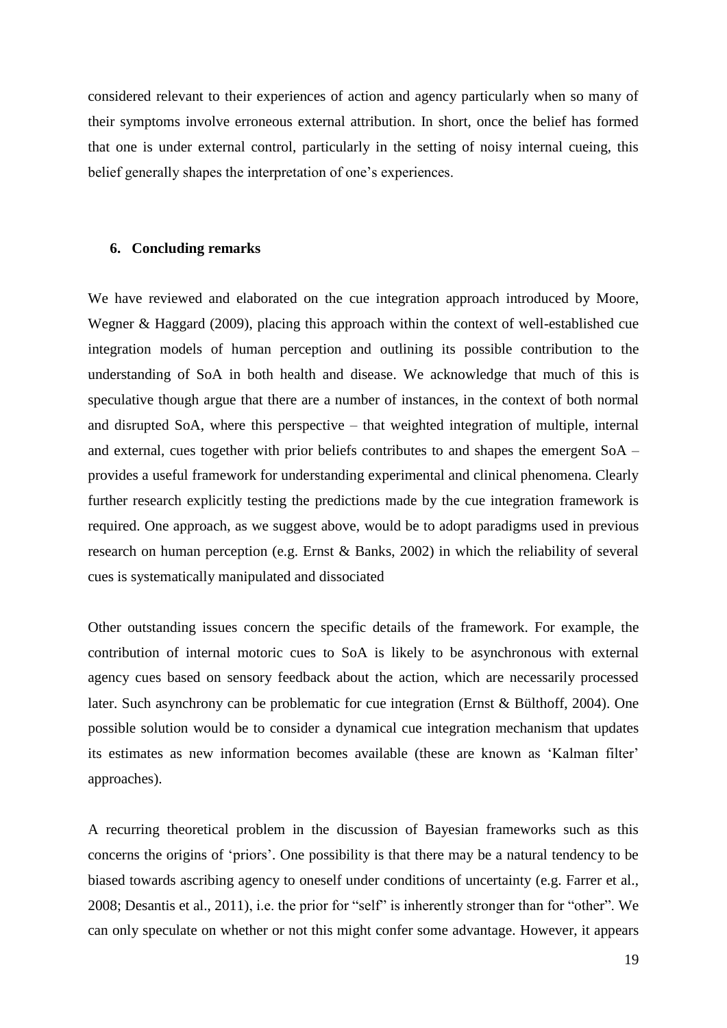considered relevant to their experiences of action and agency particularly when so many of their symptoms involve erroneous external attribution. In short, once the belief has formed that one is under external control, particularly in the setting of noisy internal cueing, this belief generally shapes the interpretation of one's experiences.

## 6. Concluding remarks

We have reviewed and elaborated on the cue integration approach introduced by Moore, Wegner & Haggard (2009), placing this approach within the context of well-established cue integration models of human perception and outlining its possible contribution to the understanding of SoA in both health and disease. We acknowledge that much of this is speculative though argue that there are a number of instances, in the context of both normal and disrupted SoA, where this perspective – that weighted integration of multiple, internal and external, cues together with prior beliefs contributes to and shapes the emergent SoA – provides a useful framework for understanding experimental and clinical phenomena. Clearly further research explicitly testing the predictions made by the cue integration framework is required. One approach, as we suggest above, would be to adopt paradigms used in previous research on human perception (e.g. Ernst & Banks, 2002) in which the reliability of several cues is systematically manipulated and dissociated

Other outstanding issues concern the specific details of the framework. For example, the contribution of internal motoric cues to SoA is likely to be asynchronous with external agency cues based on sensory feedback about the action, which are necessarily processed later. Such asynchrony can be problematic for cue integration (Ernst & Bülthoff, 2004). One possible solution would be to consider a dynamical cue integration mechanism that updates its estimates as new information becomes available (these are known as 'Kalman filter' approaches).

A recurring theoretical problem in the discussion of Bayesian frameworks such as this concerns the origins of 'priors'. One possibility is that there may be a natural tendency to be biased towards ascribing agency to oneself under conditions of uncertainty (e.g. Farrer et al., 2008; Desantis et al., 2011), i.e. the prior for "self" is inherently stronger than for "other". We can only speculate on whether or not this might confer some advantage. However, it appears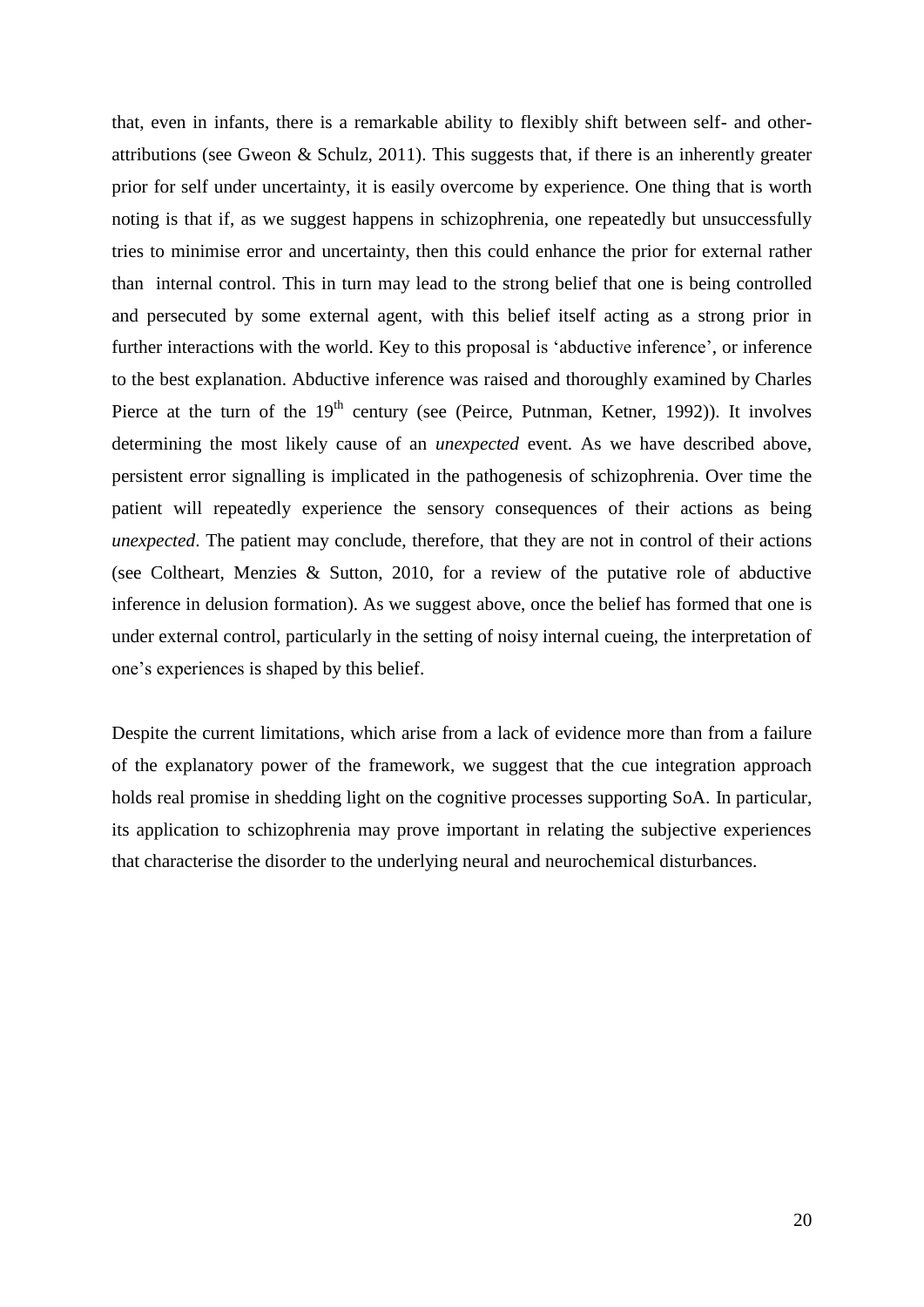that, even in infants, there is a remarkable ability to flexibly shift between self- and other-attributions (see Gweon & Schulz, 2011). This suggests that, if there is an inherently greater prior for self under uncertainty, it is easily overcome by experience. One thing that is worth noting is that if, as we suggest happens in schizophrenia, one repeatedly but unsuccessfully tries to minimise error and uncertainty, then this could enhance the prior for external rather than internal control. This in turn may lead to the strong belief that one is being controlled and persecuted by some external agent, with this belief itself acting as a strong prior in further interactions with the world. Key to this proposal is 'abductive inference', or inference to the best explanation. Abductive inference was raised and thoroughly examined by Charles Pierce at the turn of the 19th century (see (Peirce, Putnman, Ketner, 1992)). It involves determining the most likely cause of an *unexpected* event. As we have described above, persistent error signalling is implicated in the pathogenesis of schizophrenia. Over time the patient will repeatedly experience the sensory consequences of their actions as being *unexpected*. The patient may conclude, therefore, that they are not in control of their actions (see Coltheart, Menzies & Sutton, 2010, for a review of the putative role of abductive inference in delusion formation). As we suggest above, once the belief has formed that one is under external control, particularly in the setting of noisy internal cueing, the interpretation of one's experiences is shaped by this belief.

Despite the current limitations, which arise from a lack of evidence more than from a failure of the explanatory power of the framework, we suggest that the cue integration approach holds real promise in shedding light on the cognitive processes supporting SoA. In particular, its application to schizophrenia may prove important in relating the subjective experiences that characterise the disorder to the underlying neural and neurochemical disturbances.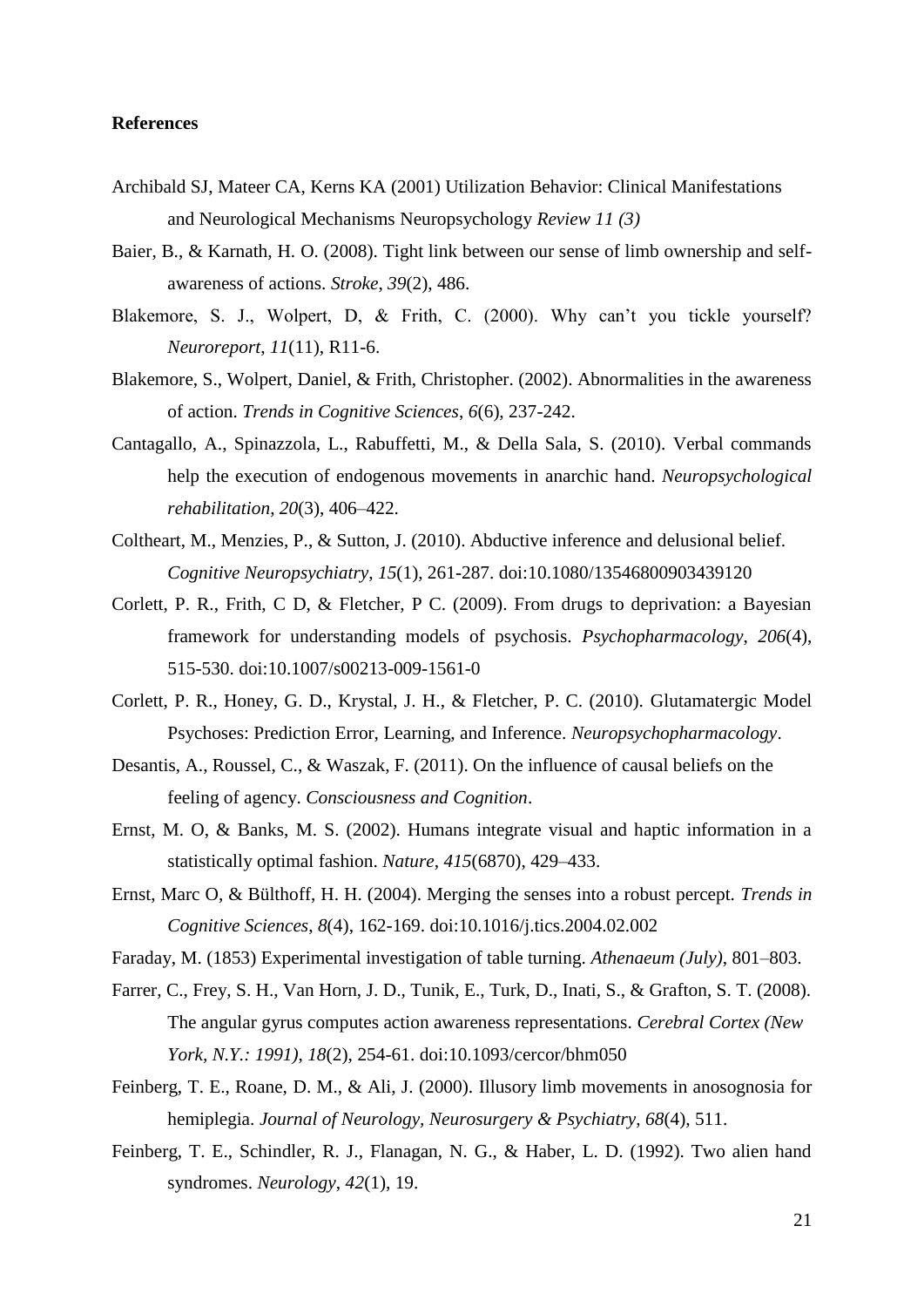**References**

Archibald SJ, Mateer CA, Kerns KA (2001) Utilization Behavior: Clinical Manifestations and Neurological Mechanisms Neuropsychology *Review 11 (3)*

Baier, B., & Karnath, H. O. (2008). Tight link between our sense of limb ownership and self-awareness of actions. *Stroke*, *39*(2), 486.

Blakemore, S. J., Wolpert, D, & Frith, C. (2000). Why can't you tickle yourself? *Neuroreport*, *11*(11), R11-6.

Blakemore, S., Wolpert, Daniel, & Frith, Christopher. (2002). Abnormalities in the awareness of action. *Trends in Cognitive Sciences*, *6*(6), 237-242.

Cantagallo, A., Spinazzola, L., Rabuffetti, M., & Della Sala, S. (2010). Verbal commands help the execution of endogenous movements in anarchic hand. *Neuropsychological rehabilitation*, *20*(3), 406–422.

Coltheart, M., Menzies, P., & Sutton, J. (2010). Abductive inference and delusional belief. *Cognitive Neuropsychiatry*, *15*(1), 261-287. doi:10.1080/13546800903439120

Corlett, P. R., Frith, C D, & Fletcher, P C. (2009). From drugs to deprivation: a Bayesian framework for understanding models of psychosis. *Psychopharmacology*, *206*(4), 515-530. doi:10.1007/s00213-009-1561-0

Corlett, P. R., Honey, G. D., Krystal, J. H., & Fletcher, P. C. (2010). Glutamatergic Model Psychoses: Prediction Error, Learning, and Inference. *Neuropsychopharmacology*.

Desantis, A., Roussel, C., & Waszak, F. (2011). On the influence of causal beliefs on the feeling of agency. *Consciousness and Cognition*.

Ernst, M. O, & Banks, M. S. (2002). Humans integrate visual and haptic information in a statistically optimal fashion. *Nature*, *415*(6870), 429–433.

Ernst, Marc O, & Bülthoff, H. H. (2004). Merging the senses into a robust percept. *Trends in Cognitive Sciences*, *8*(4), 162-169. doi:10.1016/j.tics.2004.02.002

Faraday, M. (1853) Experimental investigation of table turning. *Athenaeum (July)*, 801–803.

Farrer, C., Frey, S. H., Van Horn, J. D., Tunik, E., Turk, D., Inati, S., & Grafton, S. T. (2008). The angular gyrus computes action awareness representations. *Cerebral Cortex (New York, N.Y.: 1991)*, *18*(2), 254-61. doi:10.1093/cercor/bhm050

Feinberg, T. E., Roane, D. M., & Ali, J. (2000). Illusory limb movements in anosognosia for hemiplegia. *Journal of Neurology, Neurosurgery & Psychiatry*, *68*(4), 511.

Feinberg, T. E., Schindler, R. J., Flanagan, N. G., & Haber, L. D. (1992). Two alien hand syndromes. *Neurology*, *42*(1), 19.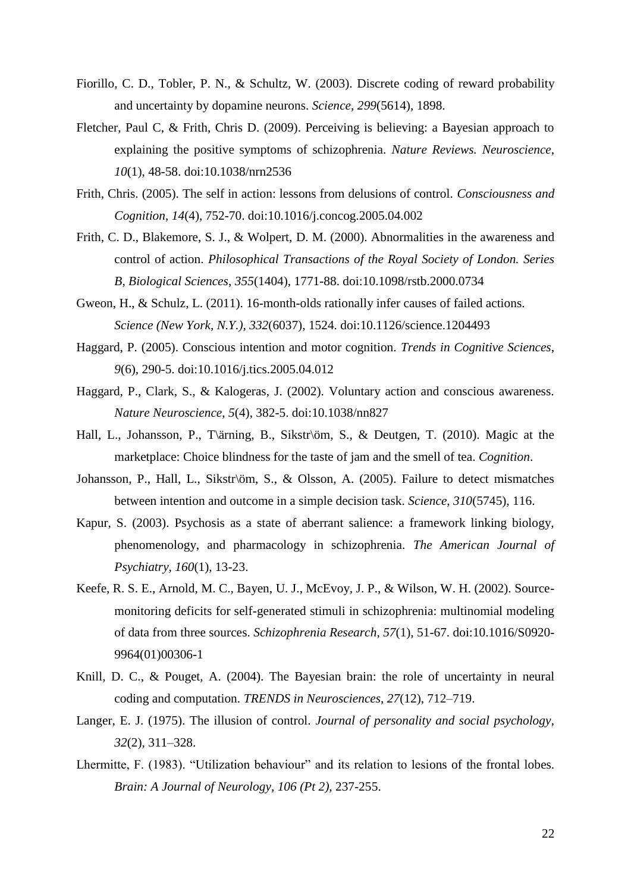Fiorillo, C. D., Tobler, P. N., & Schultz, W. (2003). Discrete coding of reward probability and uncertainty by dopamine neurons. *Science*, *299*(5614), 1898.

Fletcher, Paul C, & Frith, Chris D. (2009). Perceiving is believing: a Bayesian approach to explaining the positive symptoms of schizophrenia. *Nature Reviews. Neuroscience*, *10*(1), 48-58. doi:10.1038/nrn2536

Frith, Chris. (2005). The self in action: lessons from delusions of control. *Consciousness and Cognition*, *14*(4), 752-70. doi:10.1016/j.concog.2005.04.002

Frith, C. D., Blakemore, S. J., & Wolpert, D. M. (2000). Abnormalities in the awareness and control of action. *Philosophical Transactions of the Royal Society of London. Series B, Biological Sciences*, *355*(1404), 1771-88. doi:10.1098/rstb.2000.0734

Gweon, H., & Schulz, L. (2011). 16-month-olds rationally infer causes of failed actions. *Science (New York, N.Y.)*, *332*(6037), 1524. doi:10.1126/science.1204493

Haggard, P. (2005). Conscious intention and motor cognition. *Trends in Cognitive Sciences*, *9*(6), 290-5. doi:10.1016/j.tics.2005.04.012

Haggard, P., Clark, S., & Kalogeras, J. (2002). Voluntary action and conscious awareness. *Nature Neuroscience*, *5*(4), 382-5. doi:10.1038/nn827

Hall, L., Johansson, P., T\ärning, B., Sikstr\öm, S., & Deutgen, T. (2010). Magic at the marketplace: Choice blindness for the taste of jam and the smell of tea. *Cognition*.

Johansson, P., Hall, L., Sikstr\öm, S., & Olsson, A. (2005). Failure to detect mismatches between intention and outcome in a simple decision task. *Science*, *310*(5745), 116.

Kapur, S. (2003). Psychosis as a state of aberrant salience: a framework linking biology, phenomenology, and pharmacology in schizophrenia. *The American Journal of Psychiatry*, *160*(1), 13-23.

Keefe, R. S. E., Arnold, M. C., Bayen, U. J., McEvoy, J. P., & Wilson, W. H. (2002). Source-monitoring deficits for self-generated stimuli in schizophrenia: multinomial modeling of data from three sources. *Schizophrenia Research*, *57*(1), 51-67. doi:10.1016/S0920-9964(01)00306-1

Knill, D. C., & Pouget, A. (2004). The Bayesian brain: the role of uncertainty in neural coding and computation. *TRENDS in Neurosciences*, *27*(12), 712–719.

Langer, E. J. (1975). The illusion of control. *Journal of personality and social psychology*, *32*(2), 311–328.

Lhermitte, F. (1983). "Utilization behaviour" and its relation to lesions of the frontal lobes. *Brain: A Journal of Neurology*, *106 (Pt 2)*, 237-255.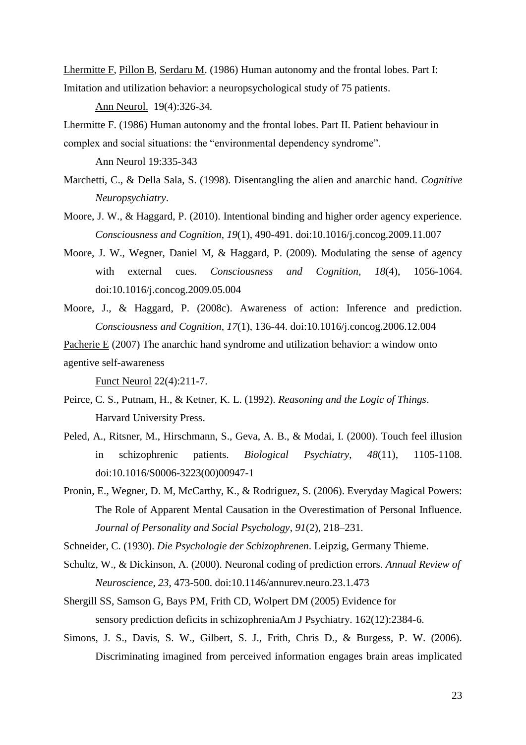Lhermitte F, Pillon B, Serdaru M. (1986) Human autonomy and the frontal lobes. Part I: Imitation and utilization behavior: a neuropsychological study of 75 patients. Ann Neurol. 19(4):326-34.

Lhermitte F. (1986) Human autonomy and the frontal lobes. Part II. Patient behaviour in complex and social situations: the "environmental dependency syndrome". Ann Neurol 19:335-343

Marchetti, C., & Della Sala, S. (1998). Disentangling the alien and anarchic hand. *Cognitive Neuropsychiatry*.

Moore, J. W., & Haggard, P. (2010). Intentional binding and higher order agency experience. *Consciousness and Cognition*, *19*(1), 490-491. doi:10.1016/j.concog.2009.11.007

Moore, J. W., Wegner, Daniel M, & Haggard, P. (2009). Modulating the sense of agency with external cues. *Consciousness and Cognition*, *18*(4), 1056-1064. doi:10.1016/j.concog.2009.05.004

Moore, J., & Haggard, P. (2008c). Awareness of action: Inference and prediction. *Consciousness and Cognition*, *17*(1), 136-44. doi:10.1016/j.concog.2006.12.004

Pacherie E (2007) The anarchic hand syndrome and utilization behavior: a window onto agentive self-awareness Funct Neurol 22(4):211-7.

Peirce, C. S., Putnam, H., & Ketner, K. L. (1992). *Reasoning and the Logic of Things*. Harvard University Press.

Peled, A., Ritsner, M., Hirschmann, S., Geva, A. B., & Modai, I. (2000). Touch feel illusion in schizophrenic patients. *Biological Psychiatry*, *48*(11), 1105-1108. doi:10.1016/S0006-3223(00)00947-1

Pronin, E., Wegner, D. M, McCarthy, K., & Rodriguez, S. (2006). Everyday Magical Powers: The Role of Apparent Mental Causation in the Overestimation of Personal Influence. *Journal of Personality and Social Psychology*, *91*(2), 218–231.

Schneider, C. (1930). *Die Psychologie der Schizophrenen*. Leipzig, Germany Thieme.

Schultz, W., & Dickinson, A. (2000). Neuronal coding of prediction errors. *Annual Review of Neuroscience*, *23*, 473-500. doi:10.1146/annurev.neuro.23.1.473

Shergill SS, Samson G, Bays PM, Frith CD, Wolpert DM (2005) Evidence for sensory prediction deficits in schizophreniaAm J Psychiatry. 162(12):2384-6.

Simons, J. S., Davis, S. W., Gilbert, S. J., Frith, Chris D., & Burgess, P. W. (2006). Discriminating imagined from perceived information engages brain areas implicated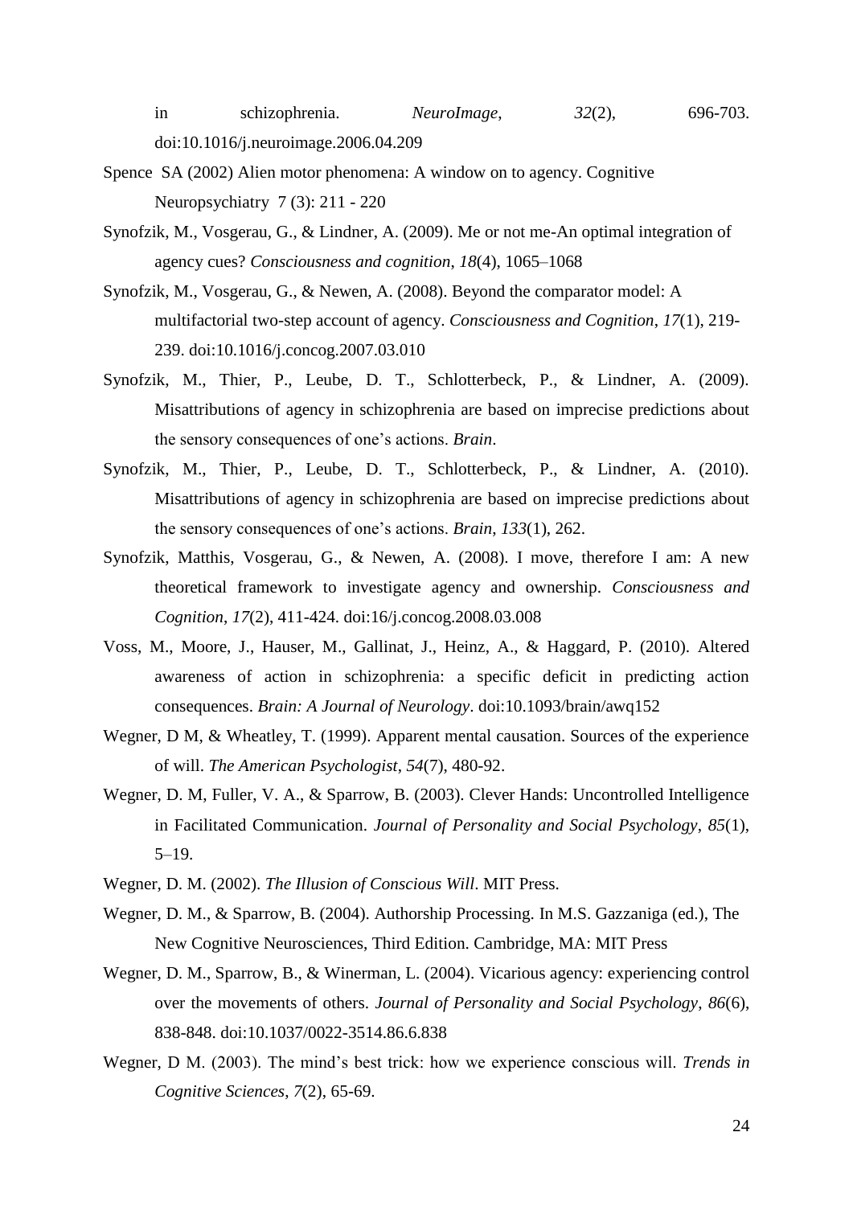in schizophrenia. *NeuroImage*, *32*(2), 696-703. doi:10.1016/j.neuroimage.2006.04.209

Spence SA (2002) Alien motor phenomena: A window on to agency. Cognitive Neuropsychiatry 7 (3): 211 - 220

Synofzik, M., Vosgerau, G., & Lindner, A. (2009). Me or not me-An optimal integration of agency cues? *Consciousness and cognition*, *18*(4), 1065–1068

Synofzik, M., Vosgerau, G., & Newen, A. (2008). Beyond the comparator model: A multifactorial two-step account of agency. *Consciousness and Cognition*, *17*(1), 219-239. doi:10.1016/j.concog.2007.03.010

Synofzik, M., Thier, P., Leube, D. T., Schlotterbeck, P., & Lindner, A. (2009). Misattributions of agency in schizophrenia are based on imprecise predictions about the sensory consequences of one's actions. *Brain*.

Synofzik, M., Thier, P., Leube, D. T., Schlotterbeck, P., & Lindner, A. (2010). Misattributions of agency in schizophrenia are based on imprecise predictions about the sensory consequences of one's actions. *Brain*, *133*(1), 262.

Synofzik, Matthis, Vosgerau, G., & Newen, A. (2008). I move, therefore I am: A new theoretical framework to investigate agency and ownership. *Consciousness and Cognition*, *17*(2), 411-424. doi:16/j.concog.2008.03.008

Voss, M., Moore, J., Hauser, M., Gallinat, J., Heinz, A., & Haggard, P. (2010). Altered awareness of action in schizophrenia: a specific deficit in predicting action consequences. *Brain: A Journal of Neurology*. doi:10.1093/brain/awq152

Wegner, D M, & Wheatley, T. (1999). Apparent mental causation. Sources of the experience of will. *The American Psychologist*, *54*(7), 480-92.

Wegner, D. M, Fuller, V. A., & Sparrow, B. (2003). Clever Hands: Uncontrolled Intelligence in Facilitated Communication. *Journal of Personality and Social Psychology*, *85*(1), 5–19.

Wegner, D. M. (2002). *The Illusion of Conscious Will*. MIT Press.

Wegner, D. M., & Sparrow, B. (2004). Authorship Processing. In M.S. Gazzaniga (ed.), The New Cognitive Neurosciences, Third Edition. Cambridge, MA: MIT Press

Wegner, D. M., Sparrow, B., & Winerman, L. (2004). Vicarious agency: experiencing control over the movements of others. *Journal of Personality and Social Psychology*, *86*(6), 838-848. doi:10.1037/0022-3514.86.6.838

Wegner, D M. (2003). The mind's best trick: how we experience conscious will. *Trends in Cognitive Sciences*, *7*(2), 65-69.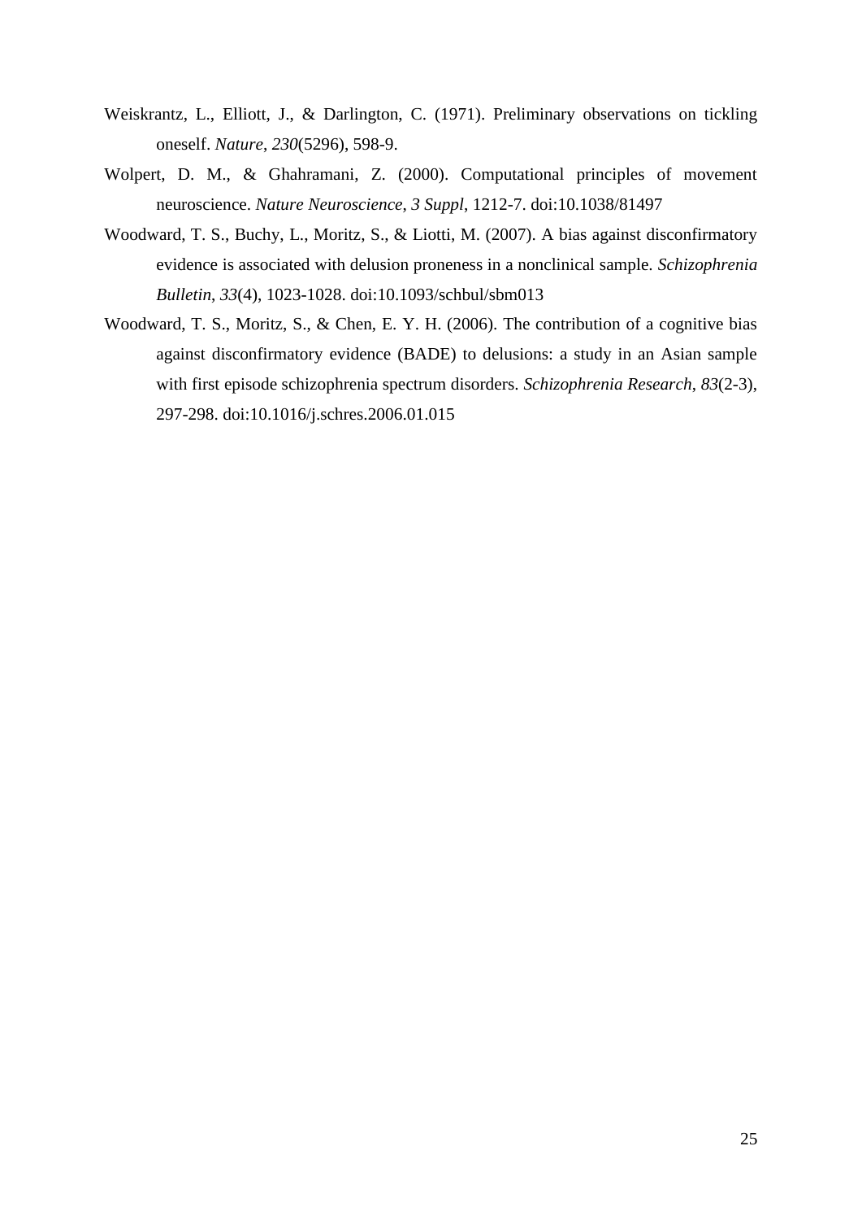Weiskrantz, L., Elliott, J., & Darlington, C. (1971). Preliminary observations on tickling oneself. *Nature*, *230*(5296), 598-9.

Wolpert, D. M., & Ghahramani, Z. (2000). Computational principles of movement neuroscience. *Nature Neuroscience*, *3 Suppl*, 1212-7. doi:10.1038/81497

Woodward, T. S., Buchy, L., Moritz, S., & Liotti, M. (2007). A bias against disconfirmatory evidence is associated with delusion proneness in a nonclinical sample. *Schizophrenia Bulletin*, *33*(4), 1023-1028. doi:10.1093/schbul/sbm013

Woodward, T. S., Moritz, S., & Chen, E. Y. H. (2006). The contribution of a cognitive bias against disconfirmatory evidence (BADE) to delusions: a study in an Asian sample with first episode schizophrenia spectrum disorders. *Schizophrenia Research*, *83*(2-3), 297-298. doi:10.1016/j.schres.2006.01.015